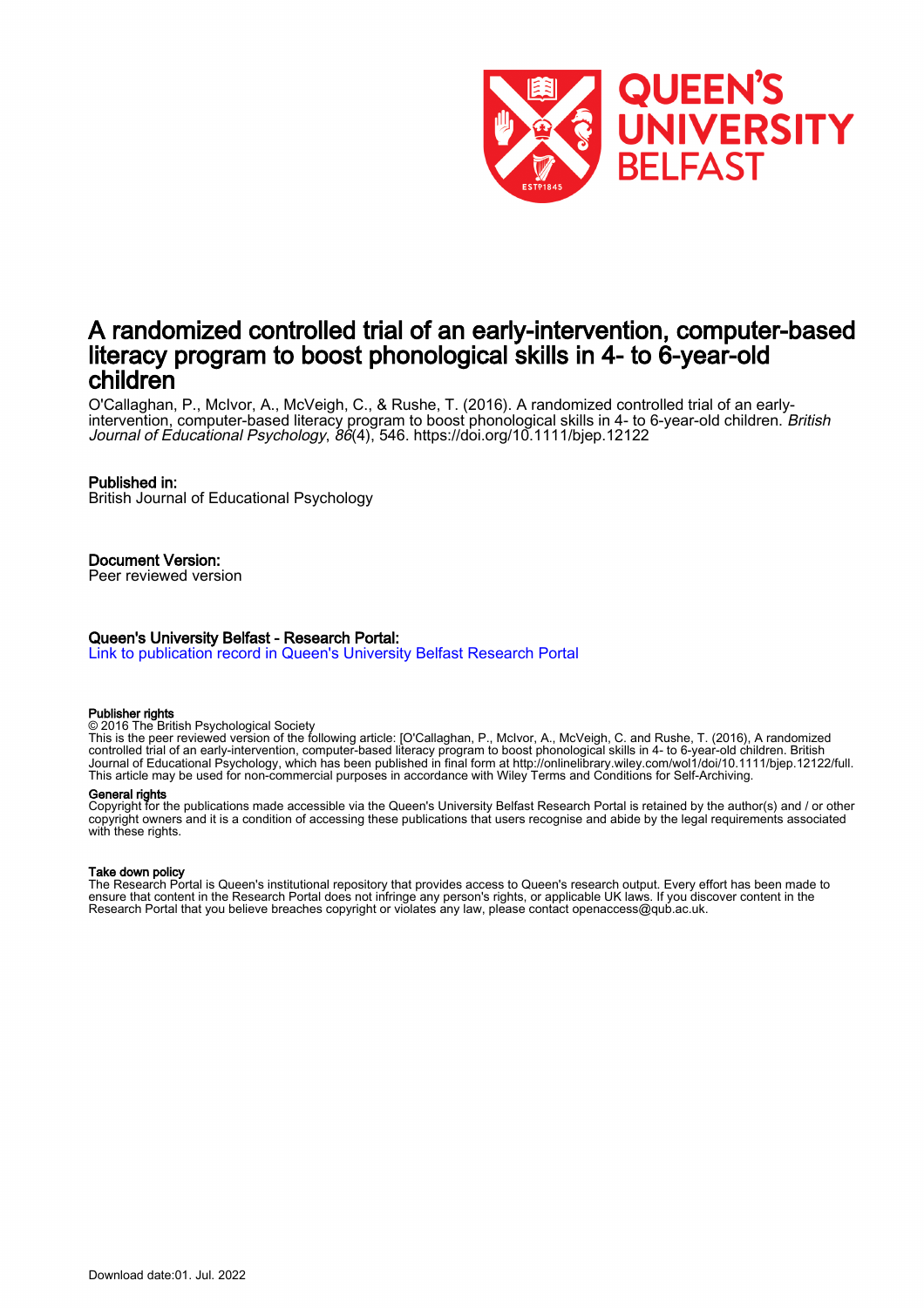# A randomized controlled trial of an early-intervention, computer-based literacy program to boost phonological skills in 4- to 6-year-old children

O'Callaghan, P., McIvor, A., McVeigh, C., & Rushe, T. (2016). A randomized controlled trial of an early-intervention, computer-based literacy program to boost phonological skills in 4- to 6-year-old children. *British Journal of Educational Psychology*, *86*(4), 546. https://doi.org/10.1111/bjep.12122

## Published in:

British Journal of Educational Psychology

## Document Version:

Peer reviewed version

## Queen's University Belfast - Research Portal:

Link to publication record in Queen's University Belfast Research Portal

### Publisher rights

© 2016 The British Psychological Society
This is the peer reviewed version of the following article: [O'Callaghan, P., McIvor, A., McVeigh, C. and Rushe, T. (2016), A randomized controlled trial of an early-intervention, computer-based literacy program to boost phonological skills in 4- to 6-year-old children. British Journal of Educational Psychology, which has been published in final form at http://onlinelibrary.wiley.com/wol1/doi/10.1111/bjep.12122/full. This article may be used for non-commercial purposes in accordance with Wiley Terms and Conditions for Self-Archiving.

### General rights

Copyright for the publications made accessible via the Queen's University Belfast Research Portal is retained by the author(s) and / or other copyright owners and it is a condition of accessing these publications that users recognise and abide by the legal requirements associated with these rights.

### Take down policy

The Research Portal is Queen's institutional repository that provides access to Queen's research output. Every effort has been made to ensure that content in the Research Portal does not infringe any person's rights, or applicable UK laws. If you discover content in the Research Portal that you believe breaches copyright or violates any law, please contact openaccess@qub.ac.uk.

Download date:01. Jul. 2022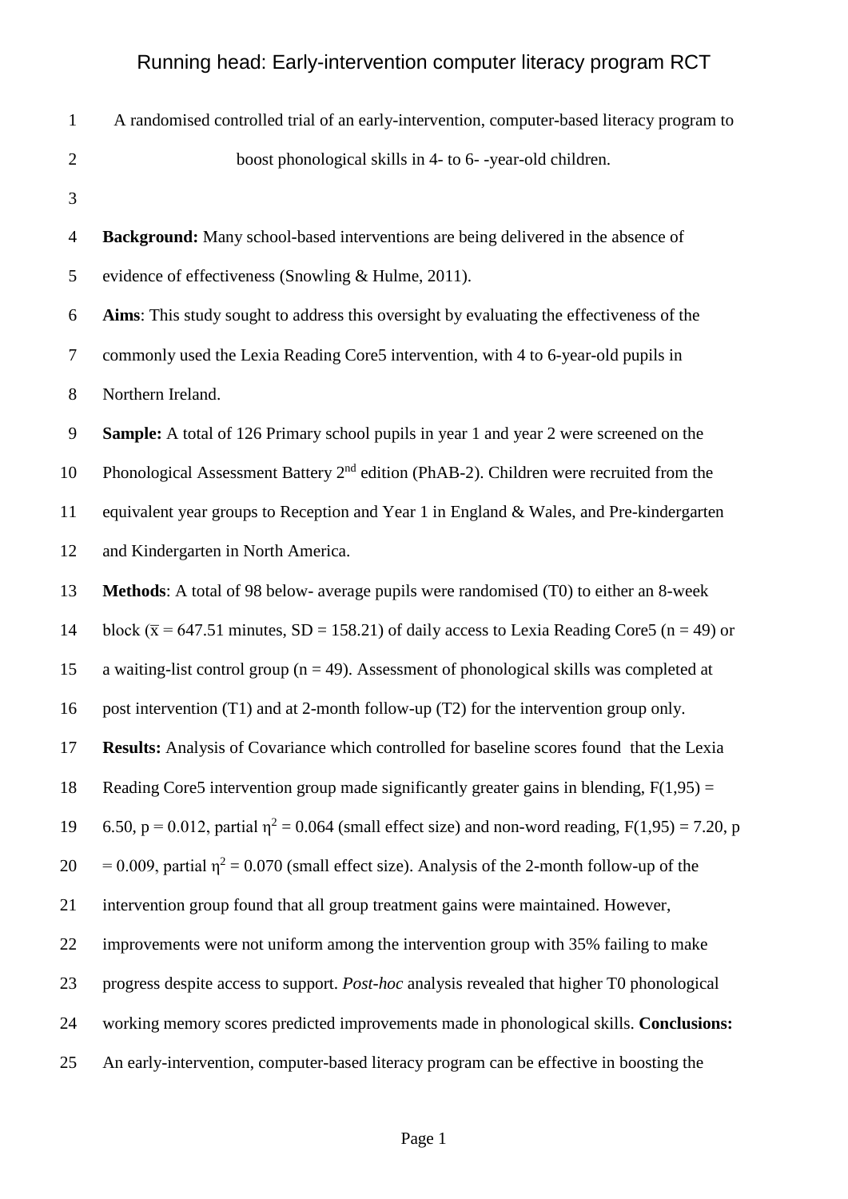A randomised controlled trial of an early-intervention, computer-based literacy program to boost phonological skills in 4- to 6- -year-old children.

**Background:** Many school-based interventions are being delivered in the absence of evidence of effectiveness (Snowling & Hulme, 2011).

**Aims**: This study sought to address this oversight by evaluating the effectiveness of the commonly used the Lexia Reading Core5 intervention, with 4 to 6-year-old pupils in Northern Ireland.

**Sample:** A total of 126 Primary school pupils in year 1 and year 2 were screened on the Phonological Assessment Battery 2[nd] edition (PhAB-2). Children were recruited from the equivalent year groups to Reception and Year 1 in England & Wales, and Pre-kindergarten and Kindergarten in North America.

**Methods**: A total of 98 below- average pupils were randomised (T0) to either an 8-week block ($\bar{x}$ = 647.51 minutes, SD = 158.21) of daily access to Lexia Reading Core5 (n = 49) or a waiting-list control group (n = 49). Assessment of phonological skills was completed at post intervention (T1) and at 2-month follow-up (T2) for the intervention group only.

**Results:** Analysis of Covariance which controlled for baseline scores found that the Lexia Reading Core5 intervention group made significantly greater gains in blending, $F(1,95) = 6.50$, $p = 0.012$, partial $\eta^2 = 0.064$ (small effect size) and non-word reading, $F(1,95) = 7.20$, $p = 0.009$, partial $\eta^2 = 0.070$ (small effect size). Analysis of the 2-month follow-up of the intervention group found that all group treatment gains were maintained. However, improvements were not uniform among the intervention group with 35% failing to make progress despite access to support. *Post-hoc* analysis revealed that higher T0 phonological working memory scores predicted improvements made in phonological skills. **Conclusions:** An early-intervention, computer-based literacy program can be effective in boosting the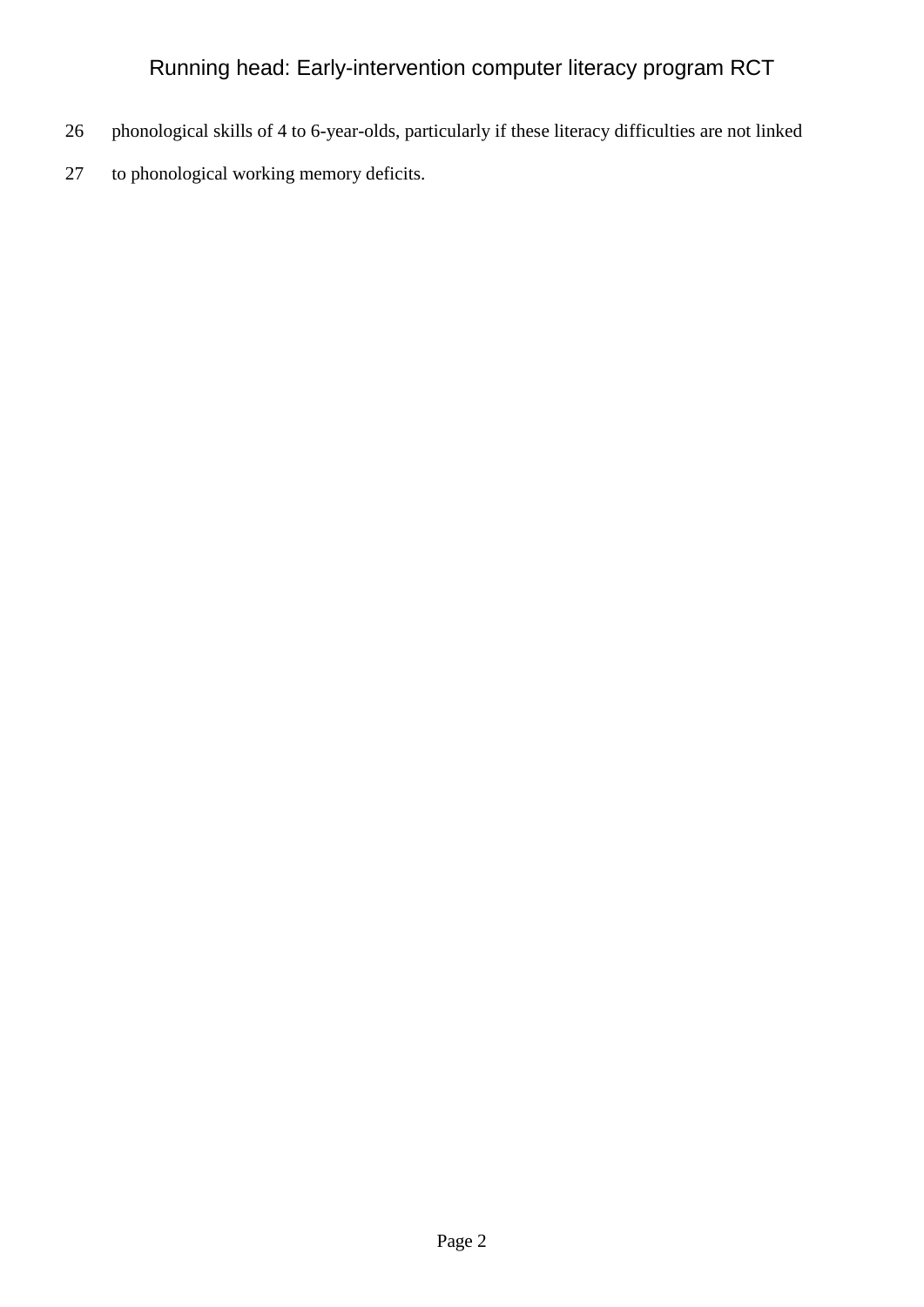phonological skills of 4 to 6-year-olds, particularly if these literacy difficulties are not linked to phonological working memory deficits.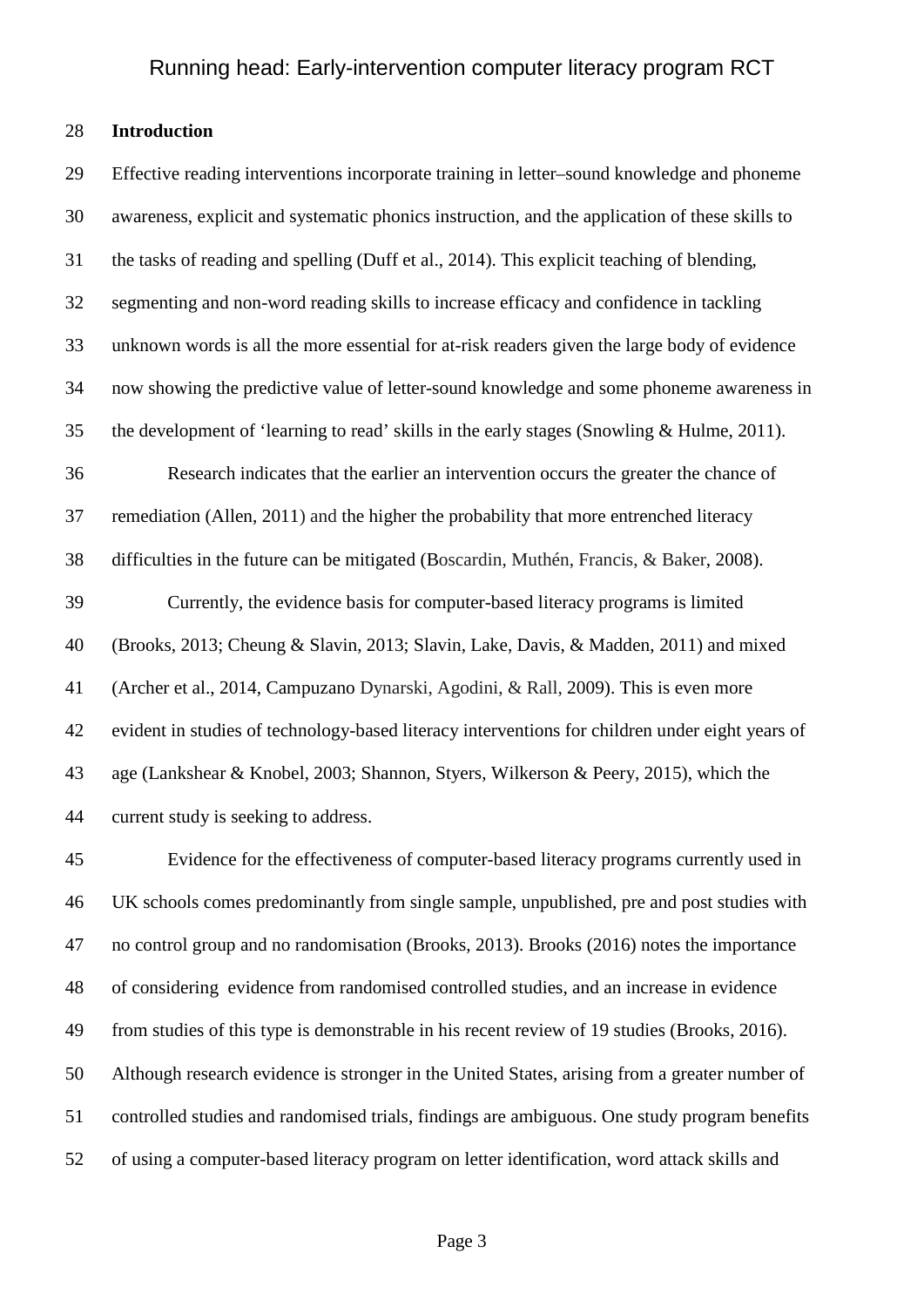## Introduction

Effective reading interventions incorporate training in letter–sound knowledge and phoneme awareness, explicit and systematic phonics instruction, and the application of these skills to the tasks of reading and spelling (Duff et al., 2014). This explicit teaching of blending, segmenting and non-word reading skills to increase efficacy and confidence in tackling unknown words is all the more essential for at-risk readers given the large body of evidence now showing the predictive value of letter-sound knowledge and some phoneme awareness in the development of 'learning to read' skills in the early stages (Snowling & Hulme, 2011).

Research indicates that the earlier an intervention occurs the greater the chance of remediation (Allen, 2011) and the higher the probability that more entrenched literacy difficulties in the future can be mitigated (Boscardin, Muthén, Francis, & Baker, 2008).

Currently, the evidence basis for computer-based literacy programs is limited (Brooks, 2013; Cheung & Slavin, 2013; Slavin, Lake, Davis, & Madden, 2011) and mixed (Archer et al., 2014, Campuzano Dynarski, Agodini, & Rall, 2009). This is even more evident in studies of technology-based literacy interventions for children under eight years of age (Lankshear & Knobel, 2003; Shannon, Styers, Wilkerson & Peery, 2015), which the current study is seeking to address.

Evidence for the effectiveness of computer-based literacy programs currently used in UK schools comes predominantly from single sample, unpublished, pre and post studies with no control group and no randomisation (Brooks, 2013). Brooks (2016) notes the importance of considering evidence from randomised controlled studies, and an increase in evidence from studies of this type is demonstrable in his recent review of 19 studies (Brooks, 2016). Although research evidence is stronger in the United States, arising from a greater number of controlled studies and randomised trials, findings are ambiguous. One study program benefits of using a computer-based literacy program on letter identification, word attack skills and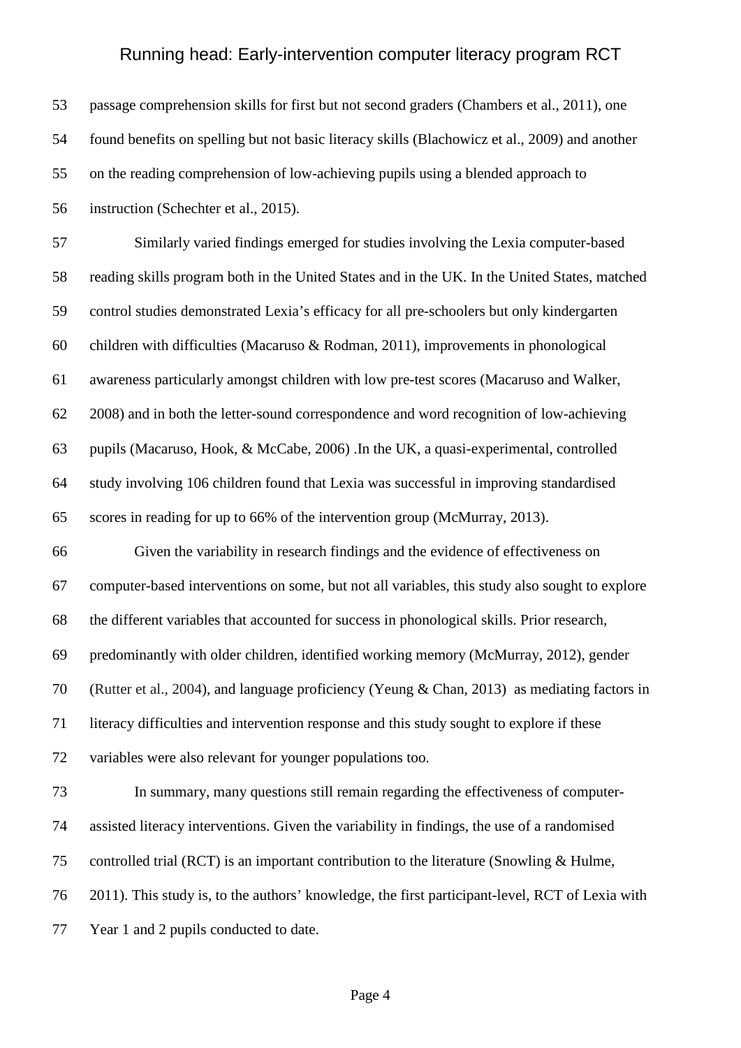passage comprehension skills for first but not second graders (Chambers et al., 2011), one found benefits on spelling but not basic literacy skills (Blachowicz et al., 2009) and another on the reading comprehension of low-achieving pupils using a blended approach to instruction (Schechter et al., 2015).

Similarly varied findings emerged for studies involving the Lexia computer-based reading skills program both in the United States and in the UK. In the United States, matched control studies demonstrated Lexia's efficacy for all pre-schoolers but only kindergarten children with difficulties (Macaruso & Rodman, 2011), improvements in phonological awareness particularly amongst children with low pre-test scores (Macaruso and Walker, 2008) and in both the letter-sound correspondence and word recognition of low-achieving pupils (Macaruso, Hook, & McCabe, 2006) .In the UK, a quasi-experimental, controlled study involving 106 children found that Lexia was successful in improving standardised scores in reading for up to 66% of the intervention group (McMurray, 2013).

Given the variability in research findings and the evidence of effectiveness on computer-based interventions on some, but not all variables, this study also sought to explore the different variables that accounted for success in phonological skills. Prior research, predominantly with older children, identified working memory (McMurray, 2012), gender (Rutter et al., 2004), and language proficiency (Yeung & Chan, 2013) as mediating factors in literacy difficulties and intervention response and this study sought to explore if these variables were also relevant for younger populations too.

In summary, many questions still remain regarding the effectiveness of computer-assisted literacy interventions. Given the variability in findings, the use of a randomised controlled trial (RCT) is an important contribution to the literature (Snowling & Hulme, 2011). This study is, to the authors' knowledge, the first participant-level, RCT of Lexia with Year 1 and 2 pupils conducted to date.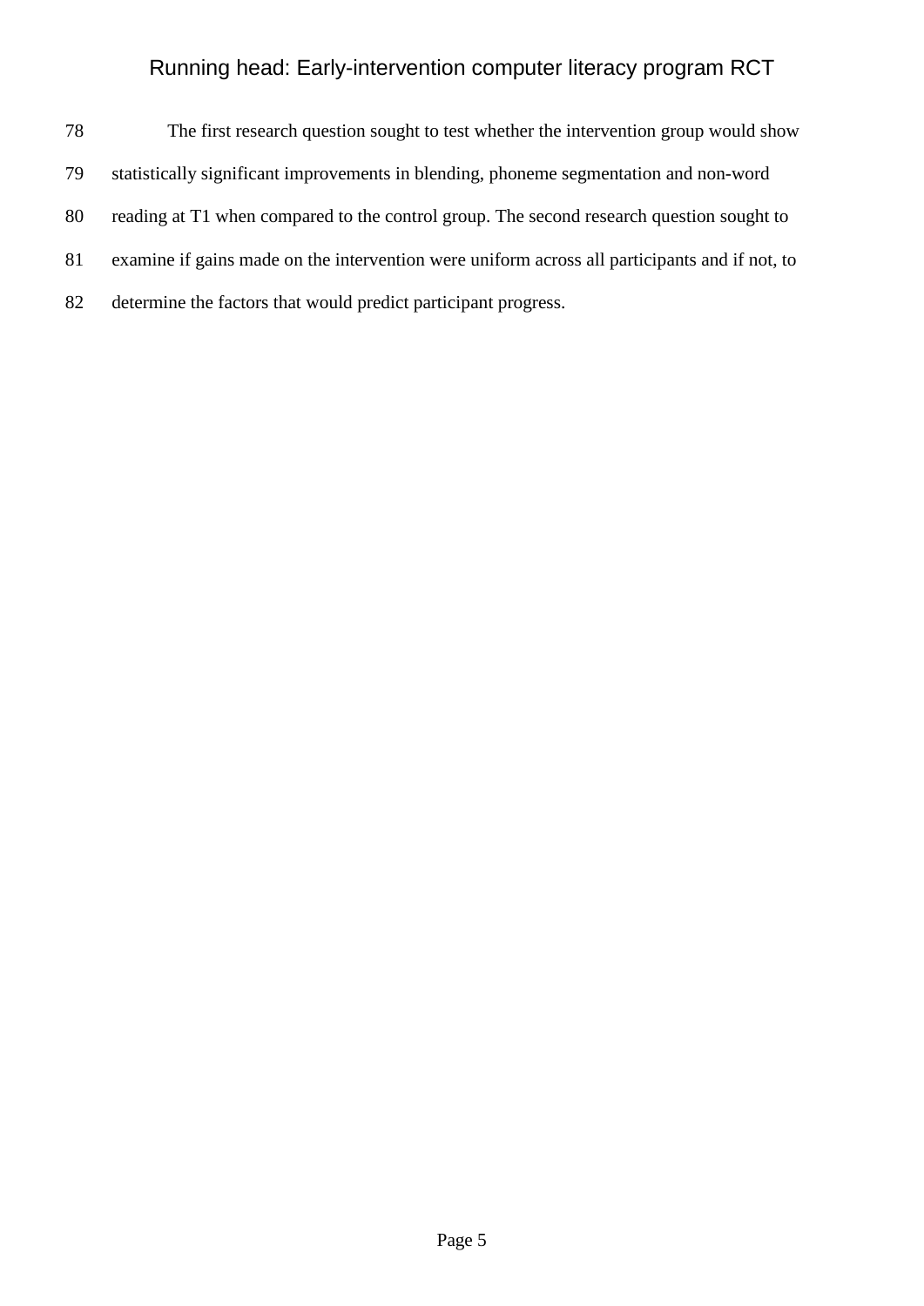The first research question sought to test whether the intervention group would show statistically significant improvements in blending, phoneme segmentation and non-word reading at T1 when compared to the control group. The second research question sought to examine if gains made on the intervention were uniform across all participants and if not, to determine the factors that would predict participant progress.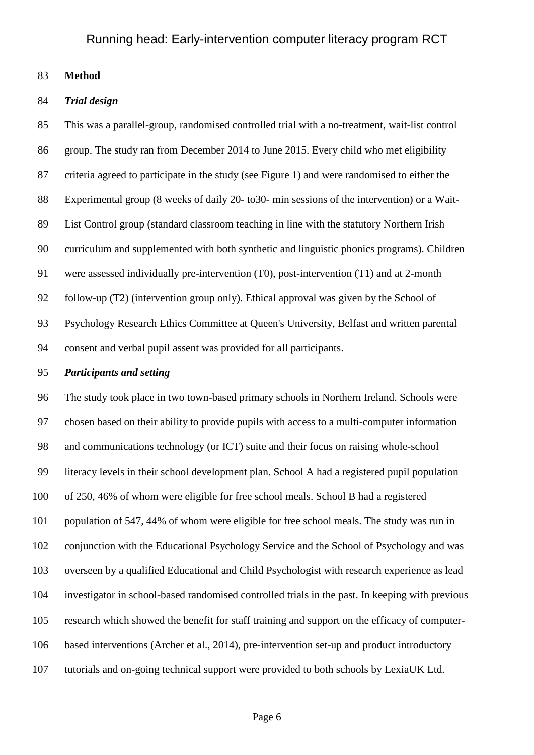**Method**

***Trial design***

This was a parallel-group, randomised controlled trial with a no-treatment, wait-list control group. The study ran from December 2014 to June 2015. Every child who met eligibility criteria agreed to participate in the study (see Figure 1) and were randomised to either the Experimental group (8 weeks of daily 20- to30- min sessions of the intervention) or a Wait-List Control group (standard classroom teaching in line with the statutory Northern Irish curriculum and supplemented with both synthetic and linguistic phonics programs). Children were assessed individually pre-intervention (T0), post-intervention (T1) and at 2-month follow-up (T2) (intervention group only). Ethical approval was given by the School of Psychology Research Ethics Committee at Queen's University, Belfast and written parental consent and verbal pupil assent was provided for all participants.

***Participants and setting***

The study took place in two town-based primary schools in Northern Ireland. Schools were chosen based on their ability to provide pupils with access to a multi-computer information and communications technology (or ICT) suite and their focus on raising whole-school literacy levels in their school development plan. School A had a registered pupil population of 250, 46% of whom were eligible for free school meals. School B had a registered population of 547, 44% of whom were eligible for free school meals. The study was run in conjunction with the Educational Psychology Service and the School of Psychology and was overseen by a qualified Educational and Child Psychologist with research experience as lead investigator in school-based randomised controlled trials in the past. In keeping with previous research which showed the benefit for staff training and support on the efficacy of computer-based interventions (Archer et al., 2014), pre-intervention set-up and product introductory tutorials and on-going technical support were provided to both schools by LexiaUK Ltd.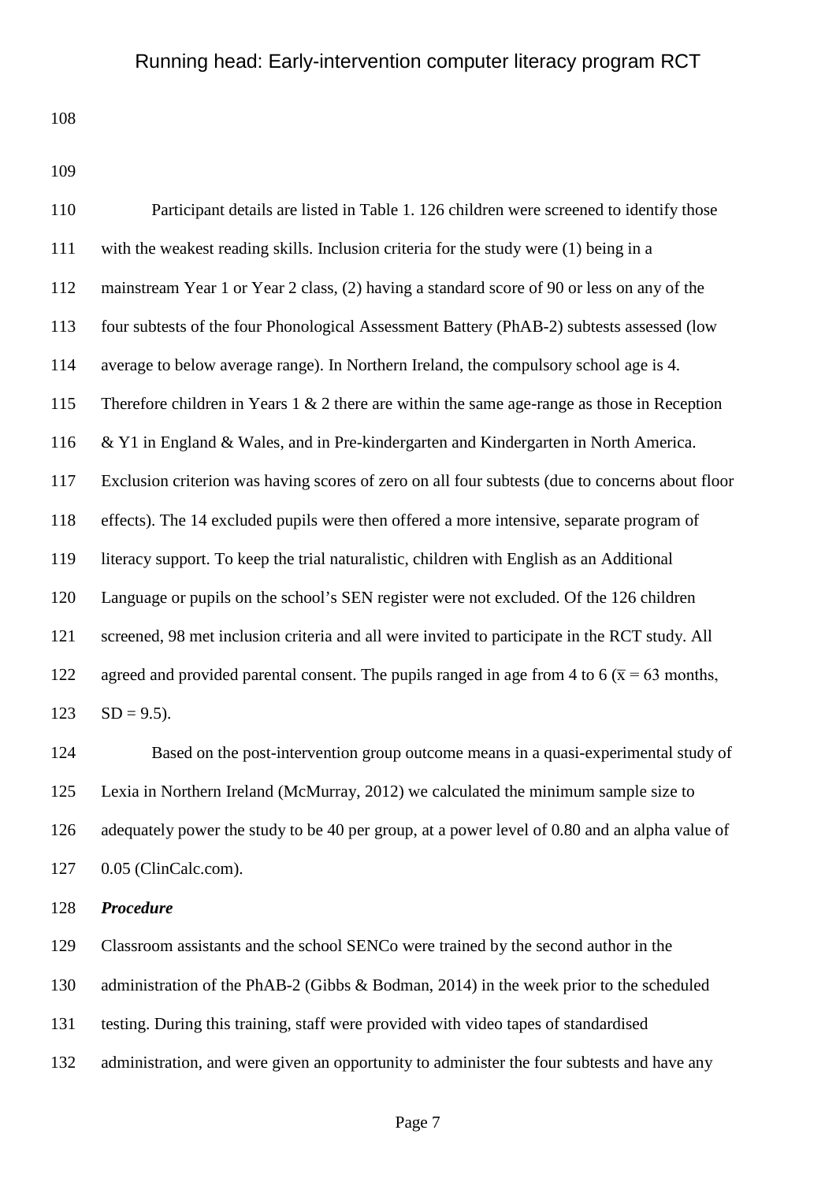Participant details are listed in Table 1. 126 children were screened to identify those with the weakest reading skills. Inclusion criteria for the study were (1) being in a mainstream Year 1 or Year 2 class, (2) having a standard score of 90 or less on any of the four subtests of the four Phonological Assessment Battery (PhAB-2) subtests assessed (low average to below average range). In Northern Ireland, the compulsory school age is 4. Therefore children in Years 1 & 2 there are within the same age-range as those in Reception & Y1 in England & Wales, and in Pre-kindergarten and Kindergarten in North America. Exclusion criterion was having scores of zero on all four subtests (due to concerns about floor effects). The 14 excluded pupils were then offered a more intensive, separate program of literacy support. To keep the trial naturalistic, children with English as an Additional Language or pupils on the school's SEN register were not excluded. Of the 126 children screened, 98 met inclusion criteria and all were invited to participate in the RCT study. All agreed and provided parental consent. The pupils ranged in age from 4 to 6 ($\bar{x}$ = 63 months, SD = 9.5).

Based on the post-intervention group outcome means in a quasi-experimental study of Lexia in Northern Ireland (McMurray, 2012) we calculated the minimum sample size to adequately power the study to be 40 per group, at a power level of 0.80 and an alpha value of 0.05 (ClinCalc.com).

***Procedure***

Classroom assistants and the school SENCo were trained by the second author in the administration of the PhAB-2 (Gibbs & Bodman, 2014) in the week prior to the scheduled testing. During this training, staff were provided with video tapes of standardised administration, and were given an opportunity to administer the four subtests and have any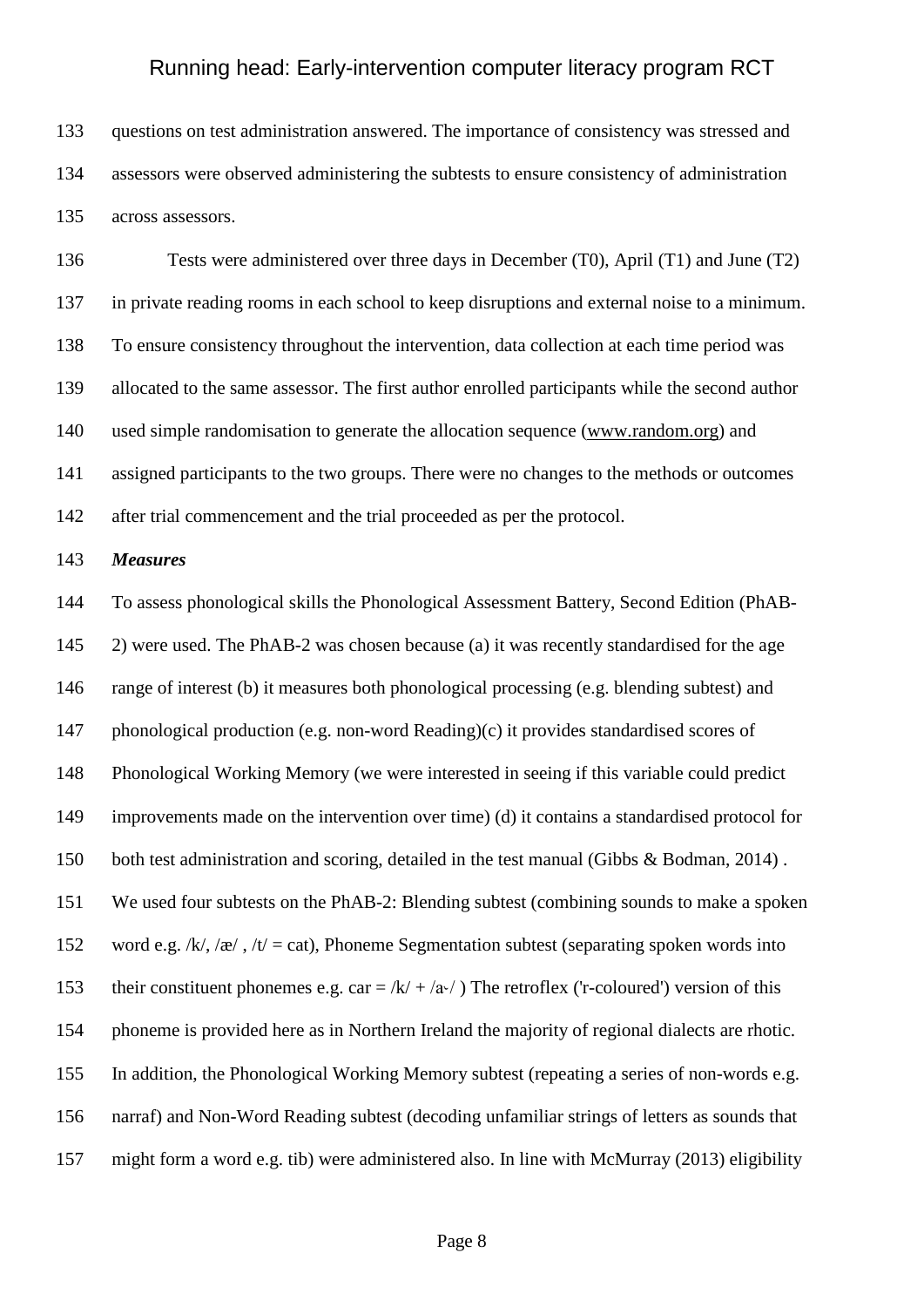questions on test administration answered. The importance of consistency was stressed and assessors were observed administering the subtests to ensure consistency of administration across assessors.

Tests were administered over three days in December (T0), April (T1) and June (T2) in private reading rooms in each school to keep disruptions and external noise to a minimum. To ensure consistency throughout the intervention, data collection at each time period was allocated to the same assessor. The first author enrolled participants while the second author used simple randomisation to generate the allocation sequence (www.random.org) and assigned participants to the two groups. There were no changes to the methods or outcomes after trial commencement and the trial proceeded as per the protocol.

***Measures***

To assess phonological skills the Phonological Assessment Battery, Second Edition (PhAB-2) were used. The PhAB-2 was chosen because (a) it was recently standardised for the age range of interest (b) it measures both phonological processing (e.g. blending subtest) and phonological production (e.g. non-word Reading)(c) it provides standardised scores of Phonological Working Memory (we were interested in seeing if this variable could predict improvements made on the intervention over time) (d) it contains a standardised protocol for both test administration and scoring, detailed in the test manual (Gibbs & Bodman, 2014) . We used four subtests on the PhAB-2: Blending subtest (combining sounds to make a spoken word e.g. /k/, /æ/ , /t/ = cat), Phoneme Segmentation subtest (separating spoken words into their constituent phonemes e.g. car = /k/ + /a˞/ ) The retroflex ('r-coloured') version of this phoneme is provided here as in Northern Ireland the majority of regional dialects are rhotic. In addition, the Phonological Working Memory subtest (repeating a series of non-words e.g. narraf) and Non-Word Reading subtest (decoding unfamiliar strings of letters as sounds that might form a word e.g. tib) were administered also. In line with McMurray (2013) eligibility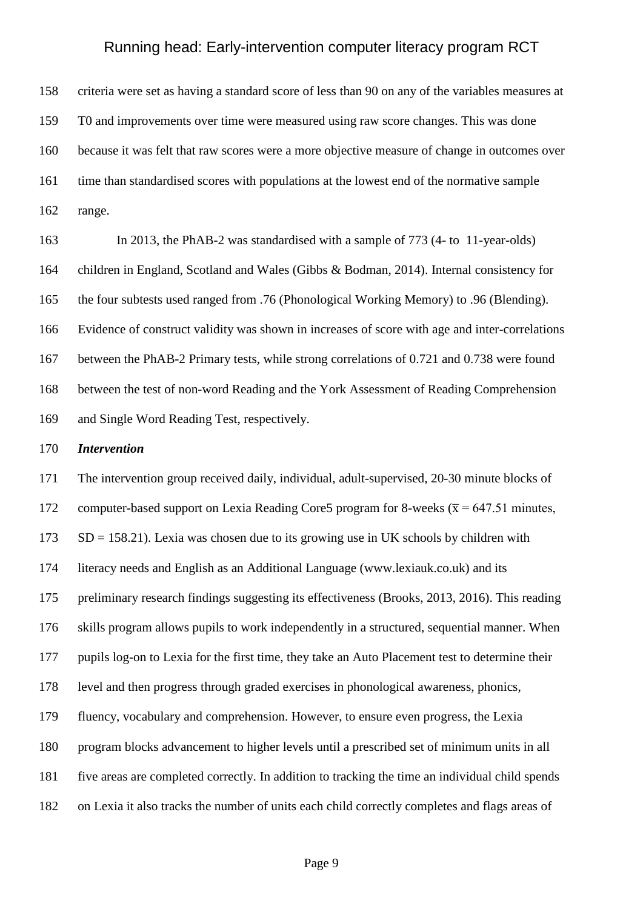criteria were set as having a standard score of less than 90 on any of the variables measures at T0 and improvements over time were measured using raw score changes. This was done because it was felt that raw scores were a more objective measure of change in outcomes over time than standardised scores with populations at the lowest end of the normative sample range.

In 2013, the PhAB-2 was standardised with a sample of 773 (4- to 11-year-olds) children in England, Scotland and Wales (Gibbs & Bodman, 2014). Internal consistency for the four subtests used ranged from .76 (Phonological Working Memory) to .96 (Blending). Evidence of construct validity was shown in increases of score with age and inter-correlations between the PhAB-2 Primary tests, while strong correlations of 0.721 and 0.738 were found between the test of non-word Reading and the York Assessment of Reading Comprehension and Single Word Reading Test, respectively.

***Intervention***

The intervention group received daily, individual, adult-supervised, 20-30 minute blocks of computer-based support on Lexia Reading Core5 program for 8-weeks ($\bar{x}$ = 647.51 minutes, SD = 158.21). Lexia was chosen due to its growing use in UK schools by children with literacy needs and English as an Additional Language (www.lexiauk.co.uk) and its preliminary research findings suggesting its effectiveness (Brooks, 2013, 2016). This reading skills program allows pupils to work independently in a structured, sequential manner. When pupils log-on to Lexia for the first time, they take an Auto Placement test to determine their level and then progress through graded exercises in phonological awareness, phonics, fluency, vocabulary and comprehension. However, to ensure even progress, the Lexia program blocks advancement to higher levels until a prescribed set of minimum units in all five areas are completed correctly. In addition to tracking the time an individual child spends on Lexia it also tracks the number of units each child correctly completes and flags areas of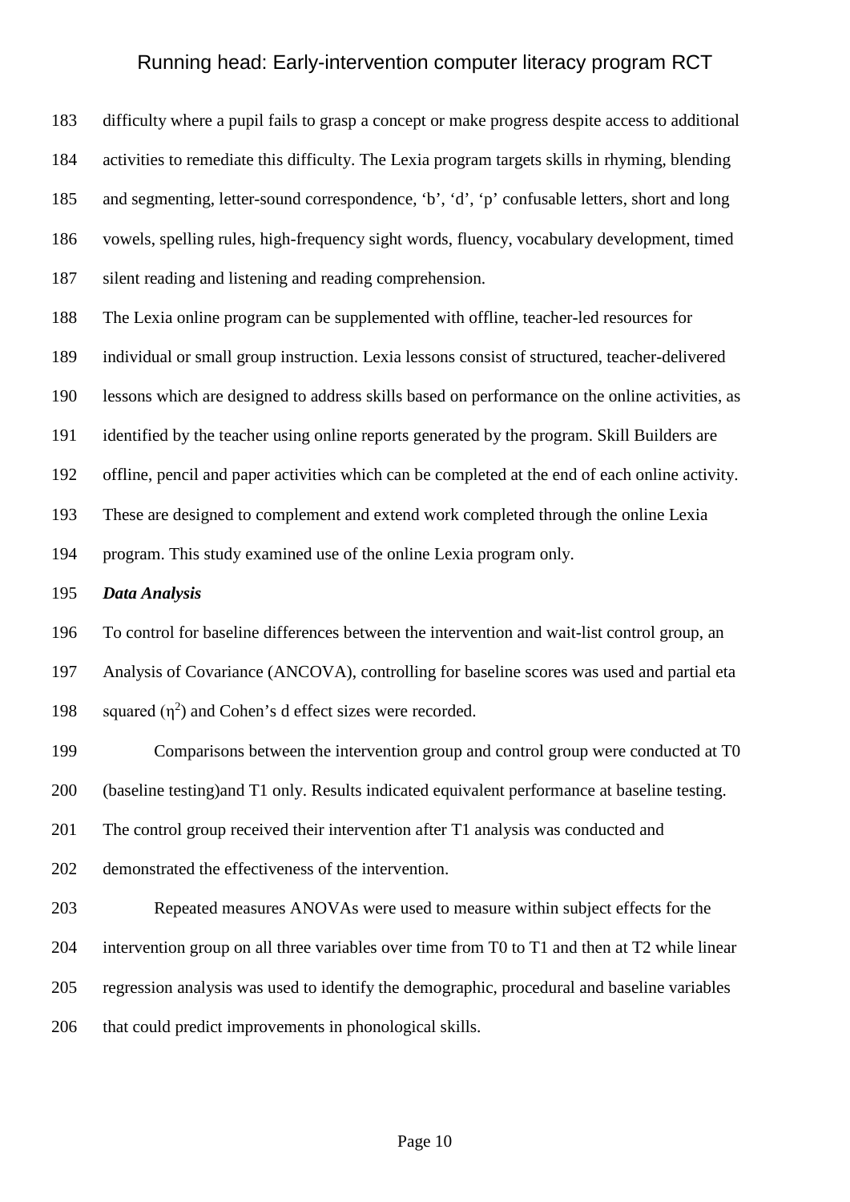difficulty where a pupil fails to grasp a concept or make progress despite access to additional activities to remediate this difficulty. The Lexia program targets skills in rhyming, blending and segmenting, letter-sound correspondence, 'b', 'd', 'p' confusable letters, short and long vowels, spelling rules, high-frequency sight words, fluency, vocabulary development, timed silent reading and listening and reading comprehension.

The Lexia online program can be supplemented with offline, teacher-led resources for individual or small group instruction. Lexia lessons consist of structured, teacher-delivered lessons which are designed to address skills based on performance on the online activities, as identified by the teacher using online reports generated by the program. Skill Builders are offline, pencil and paper activities which can be completed at the end of each online activity. These are designed to complement and extend work completed through the online Lexia program. This study examined use of the online Lexia program only.

***Data Analysis***

To control for baseline differences between the intervention and wait-list control group, an Analysis of Covariance (ANCOVA), controlling for baseline scores was used and partial eta squared ($\eta^2$) and Cohen's d effect sizes were recorded.

Comparisons between the intervention group and control group were conducted at T0 (baseline testing)and T1 only. Results indicated equivalent performance at baseline testing. The control group received their intervention after T1 analysis was conducted and demonstrated the effectiveness of the intervention.

Repeated measures ANOVAs were used to measure within subject effects for the intervention group on all three variables over time from T0 to T1 and then at T2 while linear regression analysis was used to identify the demographic, procedural and baseline variables that could predict improvements in phonological skills.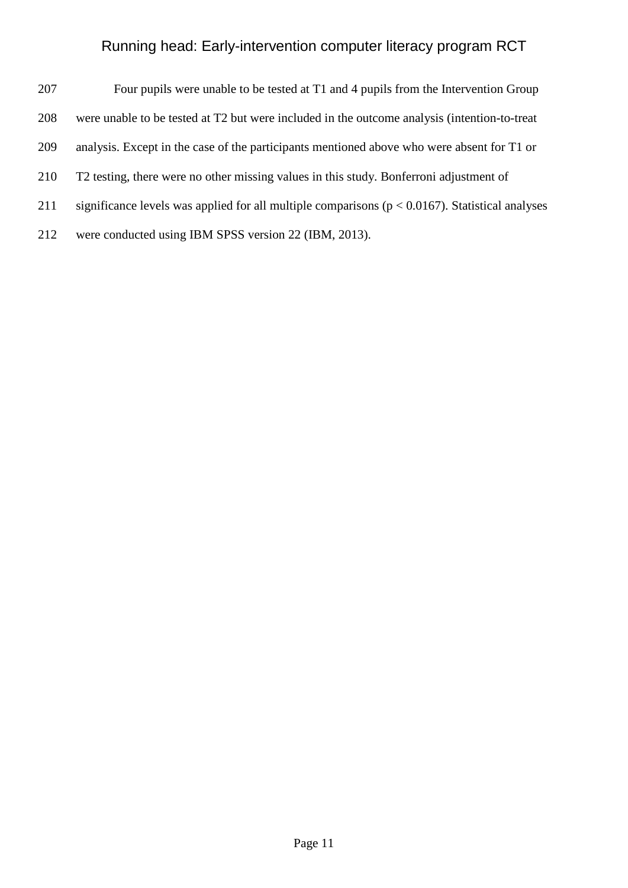Four pupils were unable to be tested at T1 and 4 pupils from the Intervention Group were unable to be tested at T2 but were included in the outcome analysis (intention-to-treat analysis. Except in the case of the participants mentioned above who were absent for T1 or T2 testing, there were no other missing values in this study. Bonferroni adjustment of significance levels was applied for all multiple comparisons ($p < 0.0167$). Statistical analyses were conducted using IBM SPSS version 22 (IBM, 2013).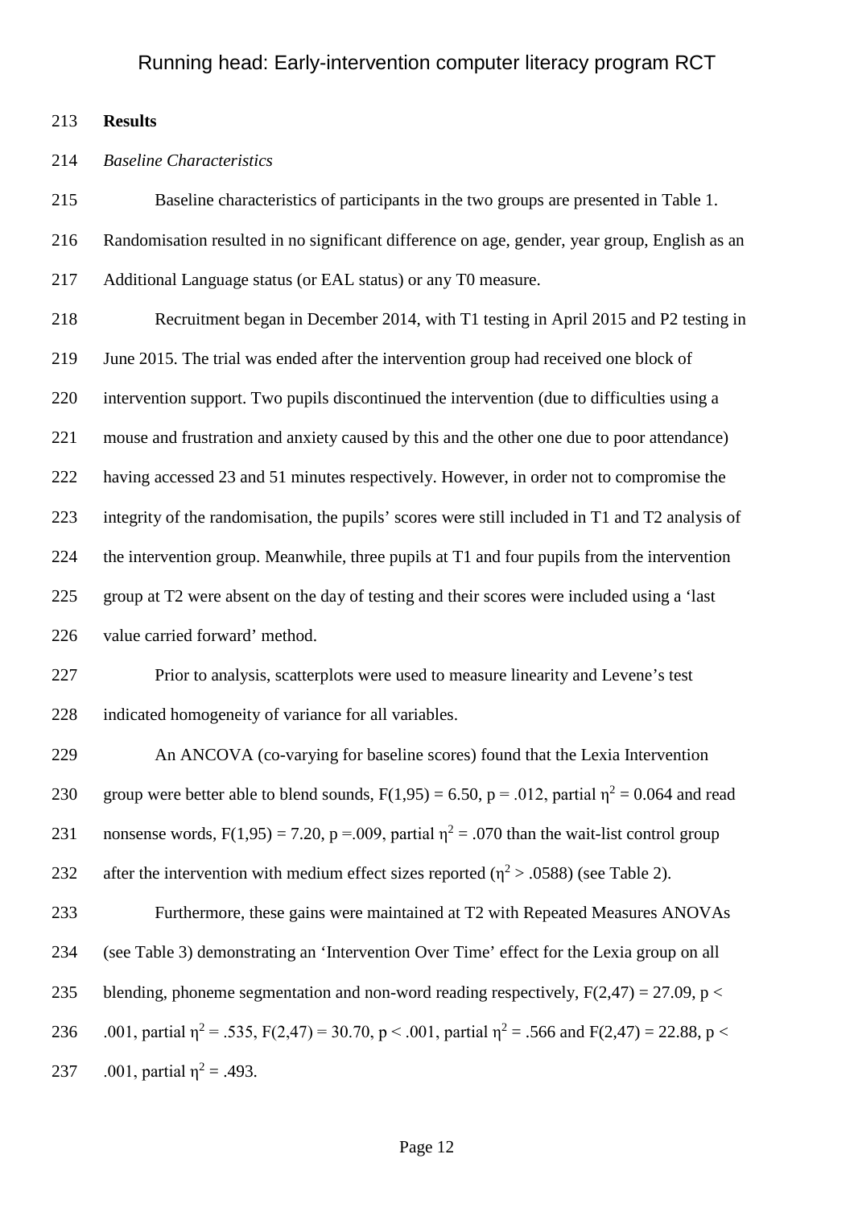## Results

### *Baseline Characteristics*

Baseline characteristics of participants in the two groups are presented in Table 1. Randomisation resulted in no significant difference on age, gender, year group, English as an Additional Language status (or EAL status) or any T0 measure.

Recruitment began in December 2014, with T1 testing in April 2015 and P2 testing in June 2015. The trial was ended after the intervention group had received one block of intervention support. Two pupils discontinued the intervention (due to difficulties using a mouse and frustration and anxiety caused by this and the other one due to poor attendance) having accessed 23 and 51 minutes respectively. However, in order not to compromise the integrity of the randomisation, the pupils' scores were still included in T1 and T2 analysis of the intervention group. Meanwhile, three pupils at T1 and four pupils from the intervention group at T2 were absent on the day of testing and their scores were included using a 'last value carried forward' method.

Prior to analysis, scatterplots were used to measure linearity and Levene's test indicated homogeneity of variance for all variables.

An ANCOVA (co-varying for baseline scores) found that the Lexia Intervention group were better able to blend sounds, $F(1,95) = 6.50$, $p = .012$, partial $\eta^2 = 0.064$ and read nonsense words, $F(1,95) = 7.20$, $p =.009$, partial $\eta^2 = .070$ than the wait-list control group after the intervention with medium effect sizes reported ($\eta^2 > .0588$) (see Table 2).

Furthermore, these gains were maintained at T2 with Repeated Measures ANOVAs (see Table 3) demonstrating an 'Intervention Over Time' effect for the Lexia group on all blending, phoneme segmentation and non-word reading respectively, $F(2,47) = 27.09$, $p < .001$, partial $\eta^2 = .535$, $F(2,47) = 30.70$, $p < .001$, partial $\eta^2 = .566$ and $F(2,47) = 22.88$, $p < .001$, partial $\eta^2 = .493$.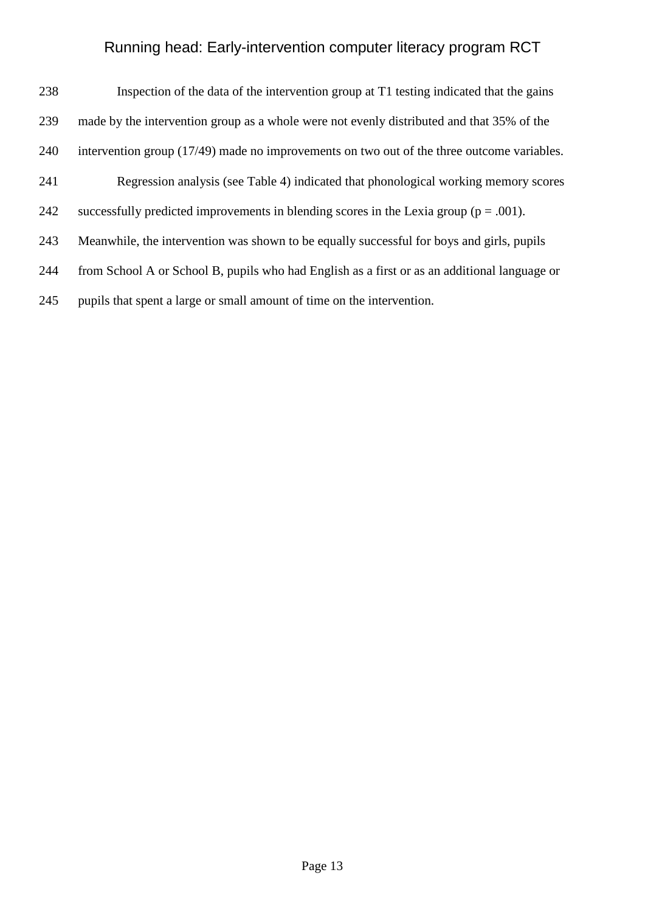Inspection of the data of the intervention group at T1 testing indicated that the gains made by the intervention group as a whole were not evenly distributed and that 35% of the intervention group (17/49) made no improvements on two out of the three outcome variables.

Regression analysis (see Table 4) indicated that phonological working memory scores successfully predicted improvements in blending scores in the Lexia group ($p = .001$). Meanwhile, the intervention was shown to be equally successful for boys and girls, pupils from School A or School B, pupils who had English as a first or as an additional language or pupils that spent a large or small amount of time on the intervention.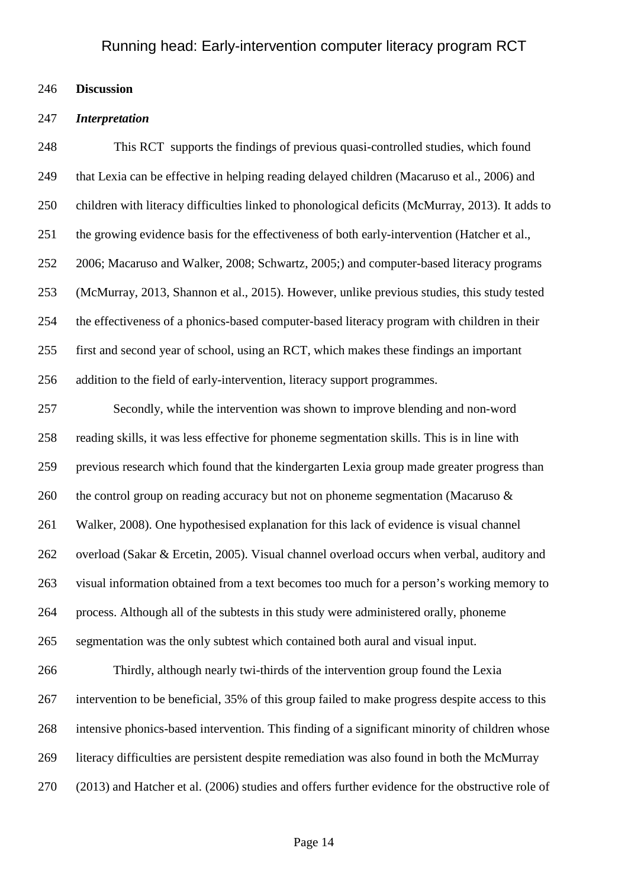## Discussion

### *Interpretation*

This RCT  supports the findings of previous quasi-controlled studies, which found that Lexia can be effective in helping reading delayed children (Macaruso et al., 2006) and children with literacy difficulties linked to phonological deficits (McMurray, 2013). It adds to the growing evidence basis for the effectiveness of both early-intervention (Hatcher et al., 2006; Macaruso and Walker, 2008; Schwartz, 2005;) and computer-based literacy programs (McMurray, 2013, Shannon et al., 2015). However, unlike previous studies, this study tested the effectiveness of a phonics-based computer-based literacy program with children in their first and second year of school, using an RCT, which makes these findings an important addition to the field of early-intervention, literacy support programmes.

Secondly, while the intervention was shown to improve blending and non-word reading skills, it was less effective for phoneme segmentation skills. This is in line with previous research which found that the kindergarten Lexia group made greater progress than the control group on reading accuracy but not on phoneme segmentation (Macaruso & Walker, 2008). One hypothesised explanation for this lack of evidence is visual channel overload (Sakar & Ercetin, 2005). Visual channel overload occurs when verbal, auditory and visual information obtained from a text becomes too much for a person's working memory to process. Although all of the subtests in this study were administered orally, phoneme segmentation was the only subtest which contained both aural and visual input.

Thirdly, although nearly twi-thirds of the intervention group found the Lexia intervention to be beneficial, 35% of this group failed to make progress despite access to this intensive phonics-based intervention. This finding of a significant minority of children whose literacy difficulties are persistent despite remediation was also found in both the McMurray (2013) and Hatcher et al. (2006) studies and offers further evidence for the obstructive role of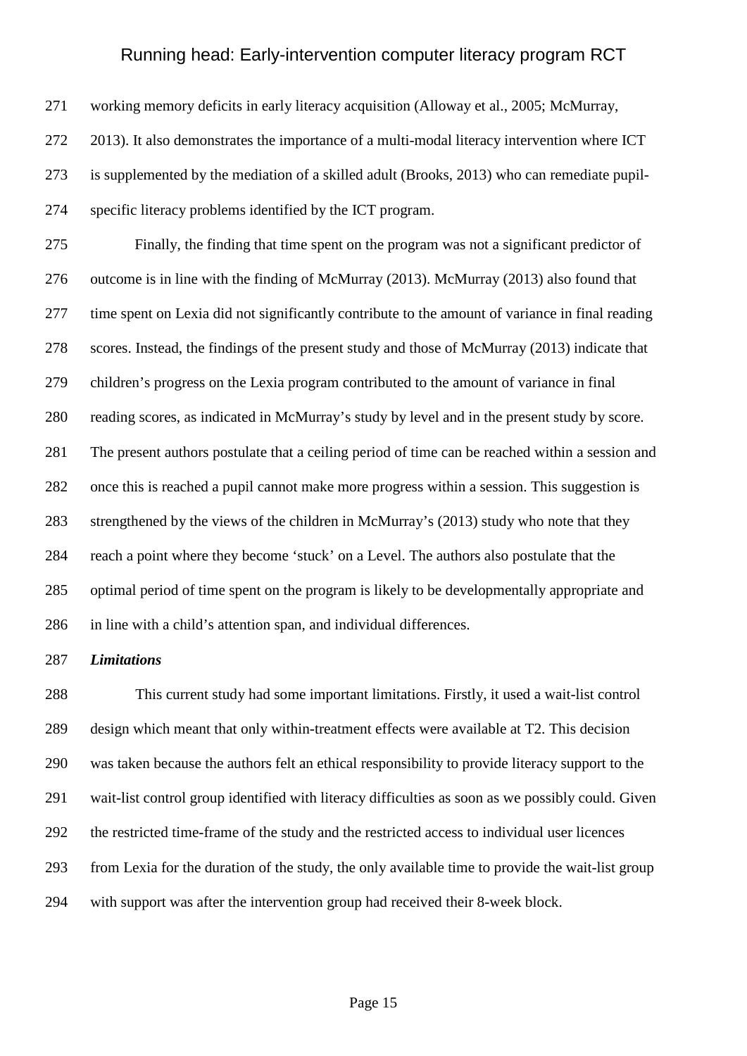working memory deficits in early literacy acquisition (Alloway et al., 2005; McMurray, 2013). It also demonstrates the importance of a multi-modal literacy intervention where ICT is supplemented by the mediation of a skilled adult (Brooks, 2013) who can remediate pupil-specific literacy problems identified by the ICT program.

Finally, the finding that time spent on the program was not a significant predictor of outcome is in line with the finding of McMurray (2013). McMurray (2013) also found that time spent on Lexia did not significantly contribute to the amount of variance in final reading scores. Instead, the findings of the present study and those of McMurray (2013) indicate that children's progress on the Lexia program contributed to the amount of variance in final reading scores, as indicated in McMurray's study by level and in the present study by score. The present authors postulate that a ceiling period of time can be reached within a session and once this is reached a pupil cannot make more progress within a session. This suggestion is strengthened by the views of the children in McMurray's (2013) study who note that they reach a point where they become 'stuck' on a Level. The authors also postulate that the optimal period of time spent on the program is likely to be developmentally appropriate and in line with a child's attention span, and individual differences.

***Limitations***

This current study had some important limitations. Firstly, it used a wait-list control design which meant that only within-treatment effects were available at T2. This decision was taken because the authors felt an ethical responsibility to provide literacy support to the wait-list control group identified with literacy difficulties as soon as we possibly could. Given the restricted time-frame of the study and the restricted access to individual user licences from Lexia for the duration of the study, the only available time to provide the wait-list group with support was after the intervention group had received their 8-week block.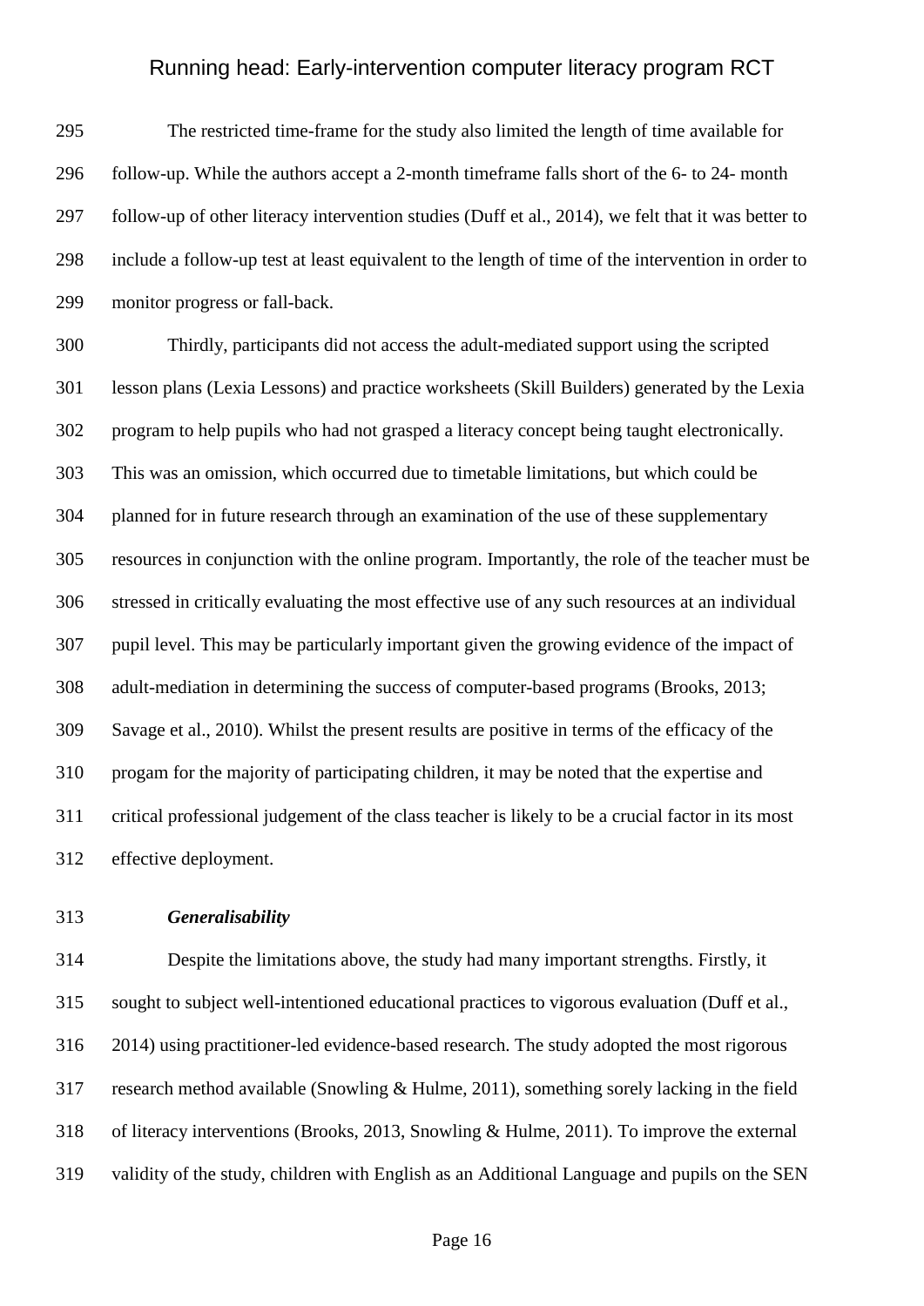The restricted time-frame for the study also limited the length of time available for follow-up. While the authors accept a 2-month timeframe falls short of the 6- to 24- month follow-up of other literacy intervention studies (Duff et al., 2014), we felt that it was better to include a follow-up test at least equivalent to the length of time of the intervention in order to monitor progress or fall-back.

Thirdly, participants did not access the adult-mediated support using the scripted lesson plans (Lexia Lessons) and practice worksheets (Skill Builders) generated by the Lexia program to help pupils who had not grasped a literacy concept being taught electronically. This was an omission, which occurred due to timetable limitations, but which could be planned for in future research through an examination of the use of these supplementary resources in conjunction with the online program. Importantly, the role of the teacher must be stressed in critically evaluating the most effective use of any such resources at an individual pupil level. This may be particularly important given the growing evidence of the impact of adult-mediation in determining the success of computer-based programs (Brooks, 2013; Savage et al., 2010). Whilst the present results are positive in terms of the efficacy of the progam for the majority of participating children, it may be noted that the expertise and critical professional judgement of the class teacher is likely to be a crucial factor in its most effective deployment.

### *Generalisability*

Despite the limitations above, the study had many important strengths. Firstly, it sought to subject well-intentioned educational practices to vigorous evaluation (Duff et al., 2014) using practitioner-led evidence-based research. The study adopted the most rigorous research method available (Snowling & Hulme, 2011), something sorely lacking in the field of literacy interventions (Brooks, 2013, Snowling & Hulme, 2011). To improve the external validity of the study, children with English as an Additional Language and pupils on the SEN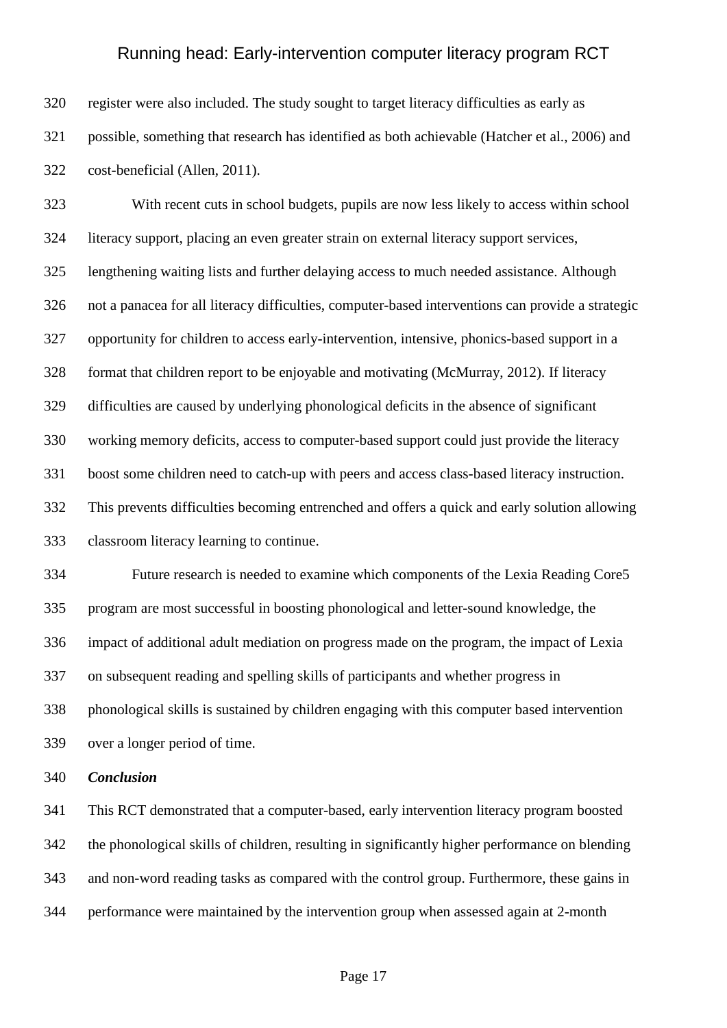register were also included. The study sought to target literacy difficulties as early as possible, something that research has identified as both achievable (Hatcher et al., 2006) and cost-beneficial (Allen, 2011).

With recent cuts in school budgets, pupils are now less likely to access within school literacy support, placing an even greater strain on external literacy support services, lengthening waiting lists and further delaying access to much needed assistance. Although not a panacea for all literacy difficulties, computer-based interventions can provide a strategic opportunity for children to access early-intervention, intensive, phonics-based support in a format that children report to be enjoyable and motivating (McMurray, 2012). If literacy difficulties are caused by underlying phonological deficits in the absence of significant working memory deficits, access to computer-based support could just provide the literacy boost some children need to catch-up with peers and access class-based literacy instruction. This prevents difficulties becoming entrenched and offers a quick and early solution allowing classroom literacy learning to continue.

Future research is needed to examine which components of the Lexia Reading Core5 program are most successful in boosting phonological and letter-sound knowledge, the impact of additional adult mediation on progress made on the program, the impact of Lexia on subsequent reading and spelling skills of participants and whether progress in phonological skills is sustained by children engaging with this computer based intervention over a longer period of time.

### ***Conclusion***

This RCT demonstrated that a computer-based, early intervention literacy program boosted the phonological skills of children, resulting in significantly higher performance on blending and non-word reading tasks as compared with the control group. Furthermore, these gains in performance were maintained by the intervention group when assessed again at 2-month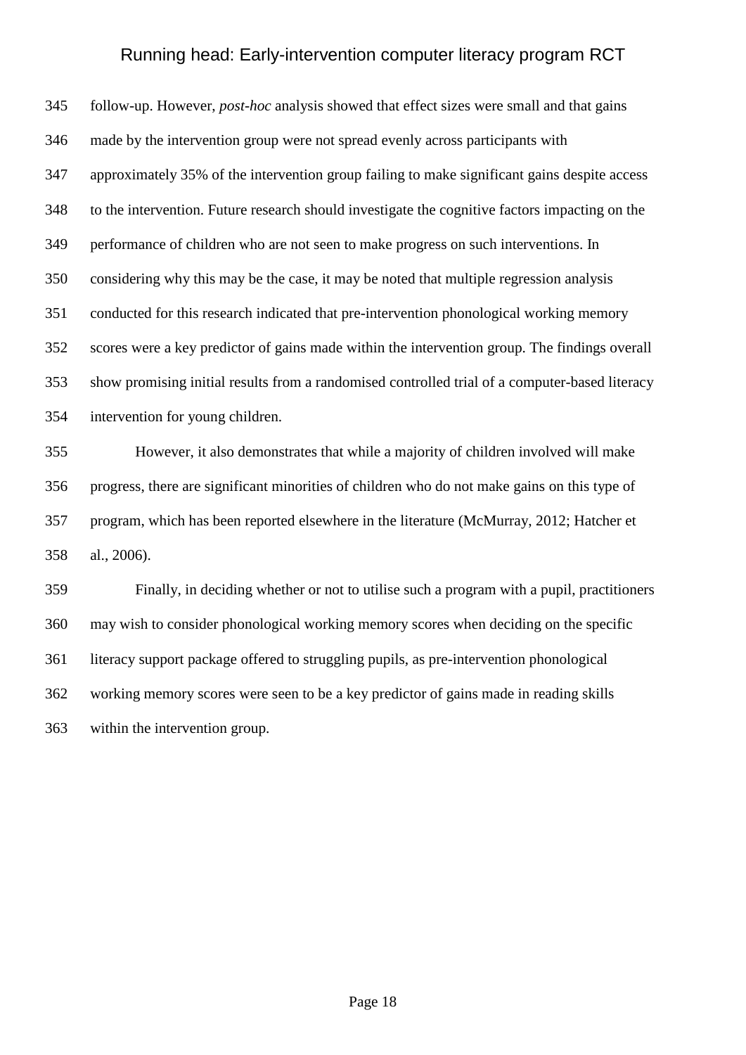follow-up. However, *post-hoc* analysis showed that effect sizes were small and that gains made by the intervention group were not spread evenly across participants with approximately 35% of the intervention group failing to make significant gains despite access to the intervention. Future research should investigate the cognitive factors impacting on the performance of children who are not seen to make progress on such interventions. In considering why this may be the case, it may be noted that multiple regression analysis conducted for this research indicated that pre-intervention phonological working memory scores were a key predictor of gains made within the intervention group. The findings overall show promising initial results from a randomised controlled trial of a computer-based literacy intervention for young children.

However, it also demonstrates that while a majority of children involved will make progress, there are significant minorities of children who do not make gains on this type of program, which has been reported elsewhere in the literature (McMurray, 2012; Hatcher et al., 2006).

Finally, in deciding whether or not to utilise such a program with a pupil, practitioners may wish to consider phonological working memory scores when deciding on the specific literacy support package offered to struggling pupils, as pre-intervention phonological working memory scores were seen to be a key predictor of gains made in reading skills within the intervention group.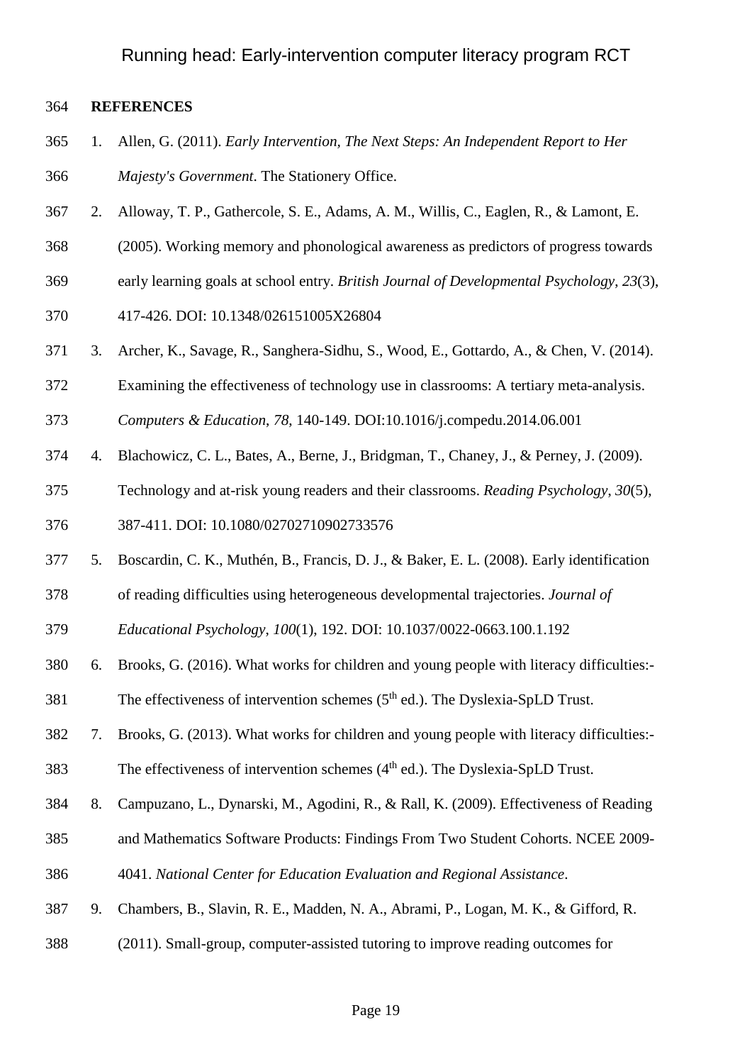**REFERENCES**

1. Allen, G. (2011). *Early Intervention, The Next Steps: An Independent Report to Her Majesty's Government*. The Stationery Office.
2. Alloway, T. P., Gathercole, S. E., Adams, A. M., Willis, C., Eaglen, R., & Lamont, E. (2005). Working memory and phonological awareness as predictors of progress towards early learning goals at school entry. *British Journal of Developmental Psychology*, *23*(3), 417-426. DOI: 10.1348/026151005X26804
3. Archer, K., Savage, R., Sanghera-Sidhu, S., Wood, E., Gottardo, A., & Chen, V. (2014). Examining the effectiveness of technology use in classrooms: A tertiary meta-analysis. *Computers & Education*, *78*, 140-149. DOI:10.1016/j.compedu.2014.06.001
4. Blachowicz, C. L., Bates, A., Berne, J., Bridgman, T., Chaney, J., & Perney, J. (2009). Technology and at-risk young readers and their classrooms. *Reading Psychology*, *30*(5), 387-411. DOI: 10.1080/02702710902733576
5. Boscardin, C. K., Muthén, B., Francis, D. J., & Baker, E. L. (2008). Early identification of reading difficulties using heterogeneous developmental trajectories. *Journal of Educational Psychology*, *100*(1), 192. DOI: 10.1037/0022-0663.100.1.192
6. Brooks, G. (2016). What works for children and young people with literacy difficulties:- The effectiveness of intervention schemes (5th ed.). The Dyslexia-SpLD Trust.
7. Brooks, G. (2013). What works for children and young people with literacy difficulties:- The effectiveness of intervention schemes (4th ed.). The Dyslexia-SpLD Trust.
8. Campuzano, L., Dynarski, M., Agodini, R., & Rall, K. (2009). Effectiveness of Reading and Mathematics Software Products: Findings From Two Student Cohorts. NCEE 2009-4041. *National Center for Education Evaluation and Regional Assistance*.
9. Chambers, B., Slavin, R. E., Madden, N. A., Abrami, P., Logan, M. K., & Gifford, R. (2011). Small-group, computer-assisted tutoring to improve reading outcomes for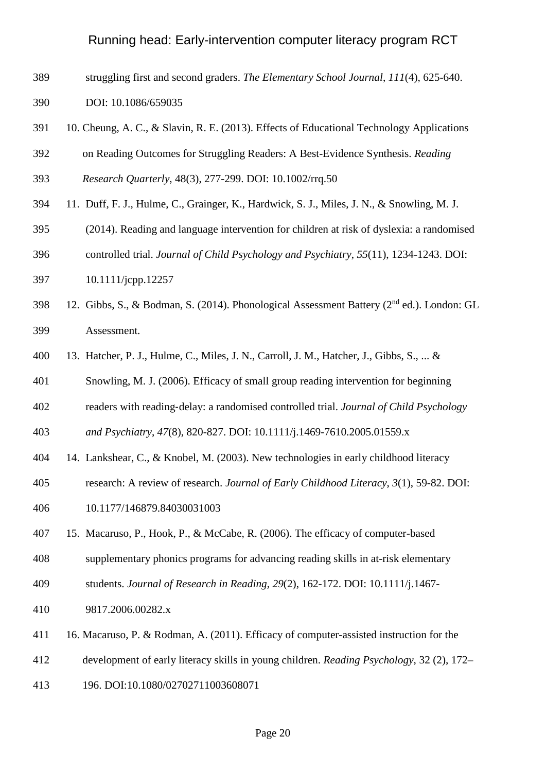struggling first and second graders. *The Elementary School Journal*, *111*(4), 625-640. DOI: 10.1086/659035

10. Cheung, A. C., & Slavin, R. E. (2013). Effects of Educational Technology Applications on Reading Outcomes for Struggling Readers: A Best-Evidence Synthesis. *Reading Research Quarterly*, 48(3), 277-299. DOI: 10.1002/rrq.50
11. Duff, F. J., Hulme, C., Grainger, K., Hardwick, S. J., Miles, J. N., & Snowling, M. J. (2014). Reading and language intervention for children at risk of dyslexia: a randomised controlled trial. *Journal of Child Psychology and Psychiatry*, *55*(11), 1234-1243. DOI: 10.1111/jcpp.12257
12. Gibbs, S., & Bodman, S. (2014). Phonological Assessment Battery (2nd ed.). London: GL Assessment.
13. Hatcher, P. J., Hulme, C., Miles, J. N., Carroll, J. M., Hatcher, J., Gibbs, S., ... & Snowling, M. J. (2006). Efficacy of small group reading intervention for beginning readers with reading-delay: a randomised controlled trial. *Journal of Child Psychology and Psychiatry*, *47*(8), 820-827. DOI: 10.1111/j.1469-7610.2005.01559.x
14. Lankshear, C., & Knobel, M. (2003). New technologies in early childhood literacy research: A review of research. *Journal of Early Childhood Literacy*, *3*(1), 59-82. DOI: 10.1177/146879.84030031003
15. Macaruso, P., Hook, P., & McCabe, R. (2006). The efficacy of computer-based supplementary phonics programs for advancing reading skills in at-risk elementary students. *Journal of Research in Reading*, *29*(2), 162-172. DOI: 10.1111/j.1467-9817.2006.00282.x
16. Macaruso, P. & Rodman, A. (2011). Efficacy of computer-assisted instruction for the development of early literacy skills in young children. *Reading Psychology*, 32 (2), 172–196. DOI:10.1080/02702711003608071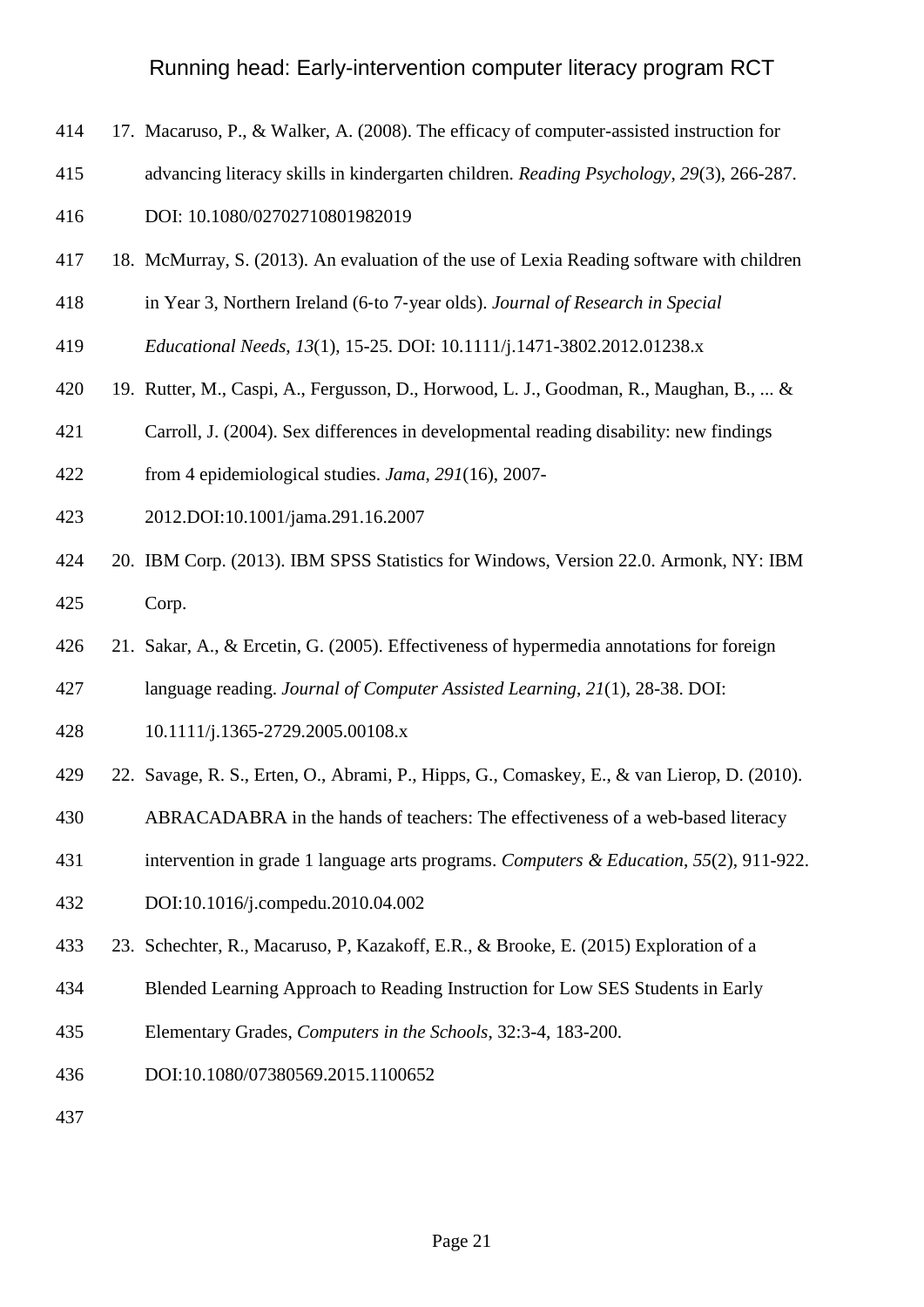17. Macaruso, P., & Walker, A. (2008). The efficacy of computer-assisted instruction for advancing literacy skills in kindergarten children. *Reading Psychology*, *29*(3), 266-287. DOI: 10.1080/02702710801982019
18. McMurray, S. (2013). An evaluation of the use of Lexia Reading software with children in Year 3, Northern Ireland (6-to 7-year olds). *Journal of Research in Special Educational Needs*, *13*(1), 15-25. DOI: 10.1111/j.1471-3802.2012.01238.x
19. Rutter, M., Caspi, A., Fergusson, D., Horwood, L. J., Goodman, R., Maughan, B., ... & Carroll, J. (2004). Sex differences in developmental reading disability: new findings from 4 epidemiological studies. *Jama*, *291*(16), 2007-2012.DOI:10.1001/jama.291.16.2007
20. IBM Corp. (2013). IBM SPSS Statistics for Windows, Version 22.0. Armonk, NY: IBM Corp.
21. Sakar, A., & Ercetin, G. (2005). Effectiveness of hypermedia annotations for foreign language reading. *Journal of Computer Assisted Learning*, *21*(1), 28-38. DOI: 10.1111/j.1365-2729.2005.00108.x
22. Savage, R. S., Erten, O., Abrami, P., Hipps, G., Comaskey, E., & van Lierop, D. (2010). ABRACADABRA in the hands of teachers: The effectiveness of a web-based literacy intervention in grade 1 language arts programs. *Computers & Education*, *55*(2), 911-922. DOI:10.1016/j.compedu.2010.04.002
23. Schechter, R., Macaruso, P, Kazakoff, E.R., & Brooke, E. (2015) Exploration of a Blended Learning Approach to Reading Instruction for Low SES Students in Early Elementary Grades, *Computers in the Schools*, 32:3-4, 183-200. DOI:10.1080/07380569.2015.1100652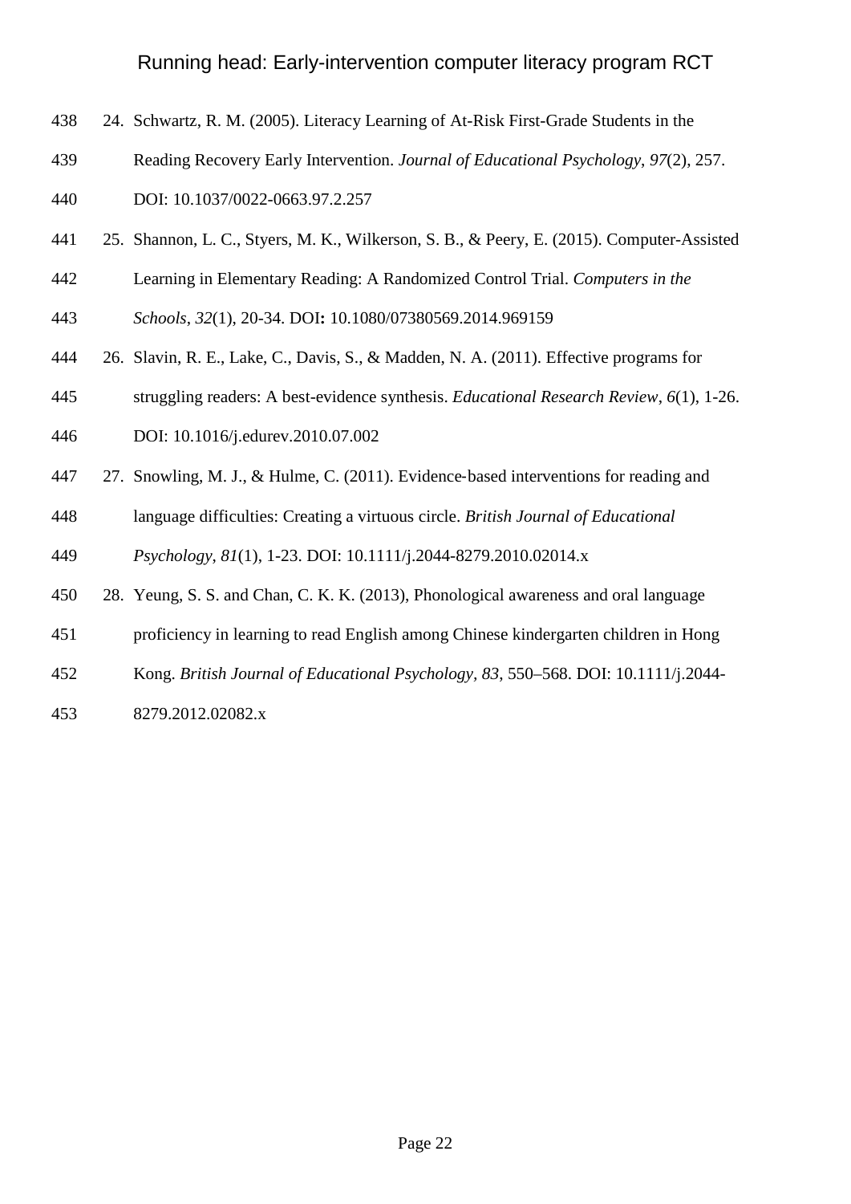24. Schwartz, R. M. (2005). Literacy Learning of At-Risk First-Grade Students in the Reading Recovery Early Intervention. *Journal of Educational Psychology*, *97*(2), 257. DOI: 10.1037/0022-0663.97.2.257

25. Shannon, L. C., Styers, M. K., Wilkerson, S. B., & Peery, E. (2015). Computer-Assisted Learning in Elementary Reading: A Randomized Control Trial. *Computers in the Schools*, *32*(1), 20-34. DOI**:** 10.1080/07380569.2014.969159

26. Slavin, R. E., Lake, C., Davis, S., & Madden, N. A. (2011). Effective programs for struggling readers: A best-evidence synthesis. *Educational Research Review*, *6*(1), 1-26. DOI: 10.1016/j.edurev.2010.07.002

27. Snowling, M. J., & Hulme, C. (2011). Evidence‐based interventions for reading and language difficulties: Creating a virtuous circle. *British Journal of Educational Psychology*, *81*(1), 1-23. DOI: 10.1111/j.2044-8279.2010.02014.x

28. Yeung, S. S. and Chan, C. K. K. (2013), Phonological awareness and oral language proficiency in learning to read English among Chinese kindergarten children in Hong Kong. *British Journal of Educational Psychology, 83,* 550–568. DOI: 10.1111/j.2044-8279.2012.02082.x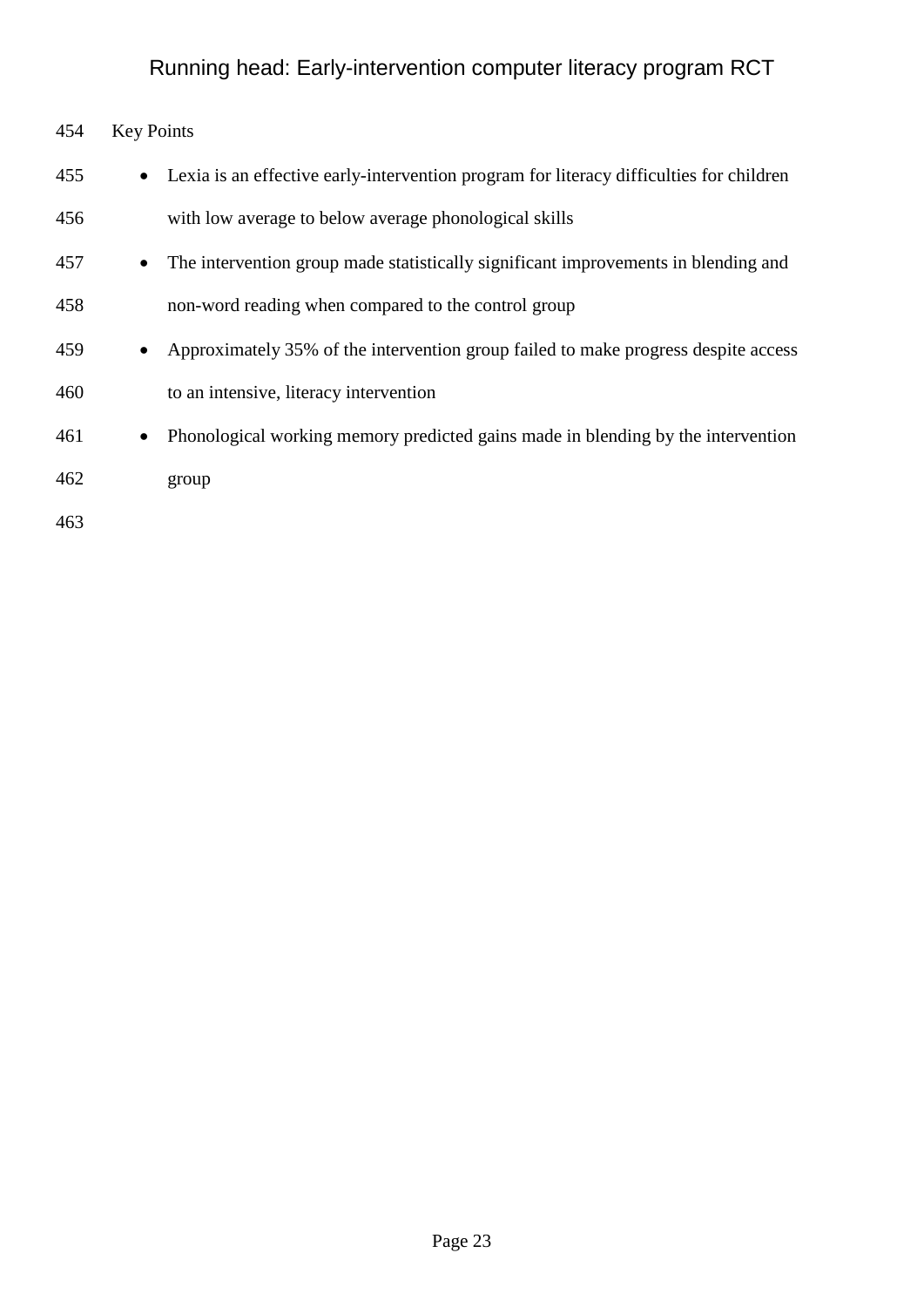Key Points

- Lexia is an effective early-intervention program for literacy difficulties for children with low average to below average phonological skills
- The intervention group made statistically significant improvements in blending and non-word reading when compared to the control group
- Approximately 35% of the intervention group failed to make progress despite access to an intensive, literacy intervention
- Phonological working memory predicted gains made in blending by the intervention group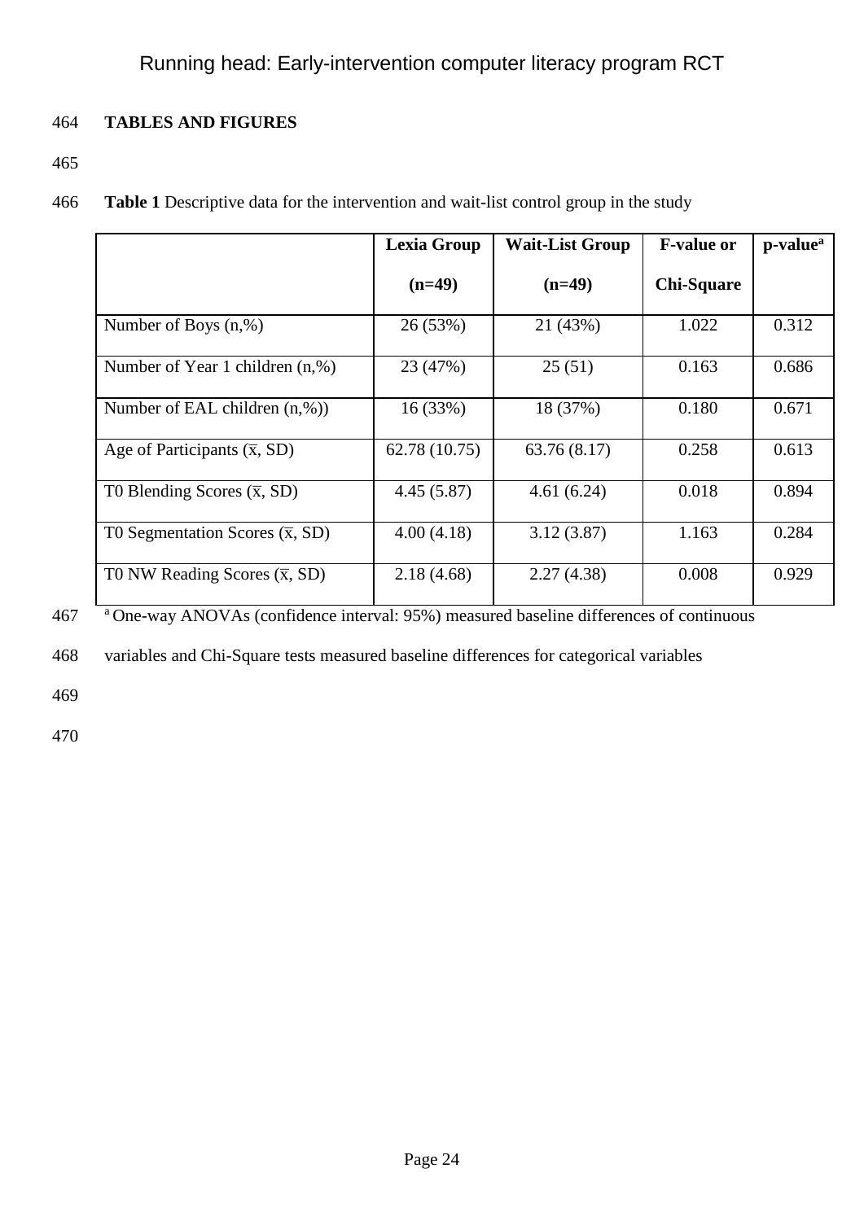**TABLES AND FIGURES**

**Table 1** Descriptive data for the intervention and wait-list control group in the study

| | **Lexia Group (n=49)** | **Wait-List Group (n=49)** | **F-value or Chi-Square** | **p-value[a]** |
|---|---|---|---|---|
| Number of Boys (n,%) | 26 (53%) | 21 (43%) | 1.022 | 0.312 |
| Number of Year 1 children (n,%) | 23 (47%) | 25 (51) | 0.163 | 0.686 |
| Number of EAL children (n,%)) | 16 (33%) | 18 (37%) | 0.180 | 0.671 |
| Age of Participants ($\bar{x}$, SD) | 62.78 (10.75) | 63.76 (8.17) | 0.258 | 0.613 |
| T0 Blending Scores ($\bar{x}$, SD) | 4.45 (5.87) | 4.61 (6.24) | 0.018 | 0.894 |
| T0 Segmentation Scores ($\bar{x}$, SD) | 4.00 (4.18) | 3.12 (3.87) | 1.163 | 0.284 |
| T0 NW Reading Scores ($\bar{x}$, SD) | 2.18 (4.68) | 2.27 (4.38) | 0.008 | 0.929 |

[a] One-way ANOVAs (confidence interval: 95%) measured baseline differences of continuous variables and Chi-Square tests measured baseline differences for categorical variables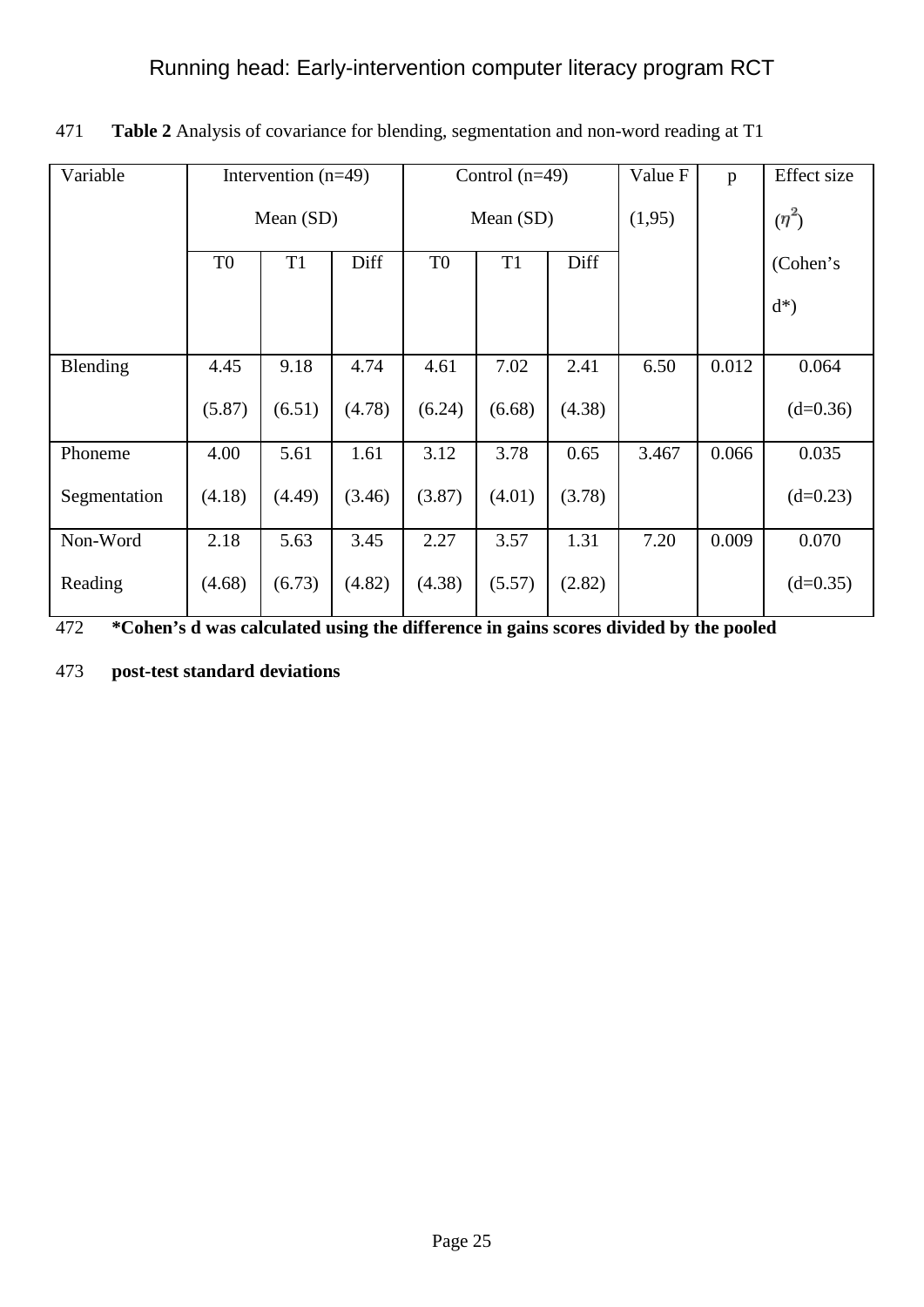**Table 2** Analysis of covariance for blending, segmentation and non-word reading at T1

| Variable | Intervention (n=49) Mean (SD) | | | Control (n=49) Mean (SD) | | | Value F (1,95) | p | Effect size ($\eta^2$) (Cohen's d*) |
|---|---|---|---|---|---|---|---|---|---|
| | T0 | T1 | Diff | T0 | T1 | Diff | | | |
| Blending | 4.45 (5.87) | 9.18 (6.51) | 4.74 (4.78) | 4.61 (6.24) | 7.02 (6.68) | 2.41 (4.38) | 6.50 | 0.012 | 0.064 (d=0.36) |
| Phoneme Segmentation | 4.00 (4.18) | 5.61 (4.49) | 1.61 (3.46) | 3.12 (3.87) | 3.78 (4.01) | 0.65 (3.78) | 3.467 | 0.066 | 0.035 (d=0.23) |
| Non-Word Reading | 2.18 (4.68) | 5.63 (6.73) | 3.45 (4.82) | 2.27 (4.38) | 3.57 (5.57) | 1.31 (2.82) | 7.20 | 0.009 | 0.070 (d=0.35) |

**\*Cohen's d was calculated using the difference in gains scores divided by the pooled post-test standard deviations**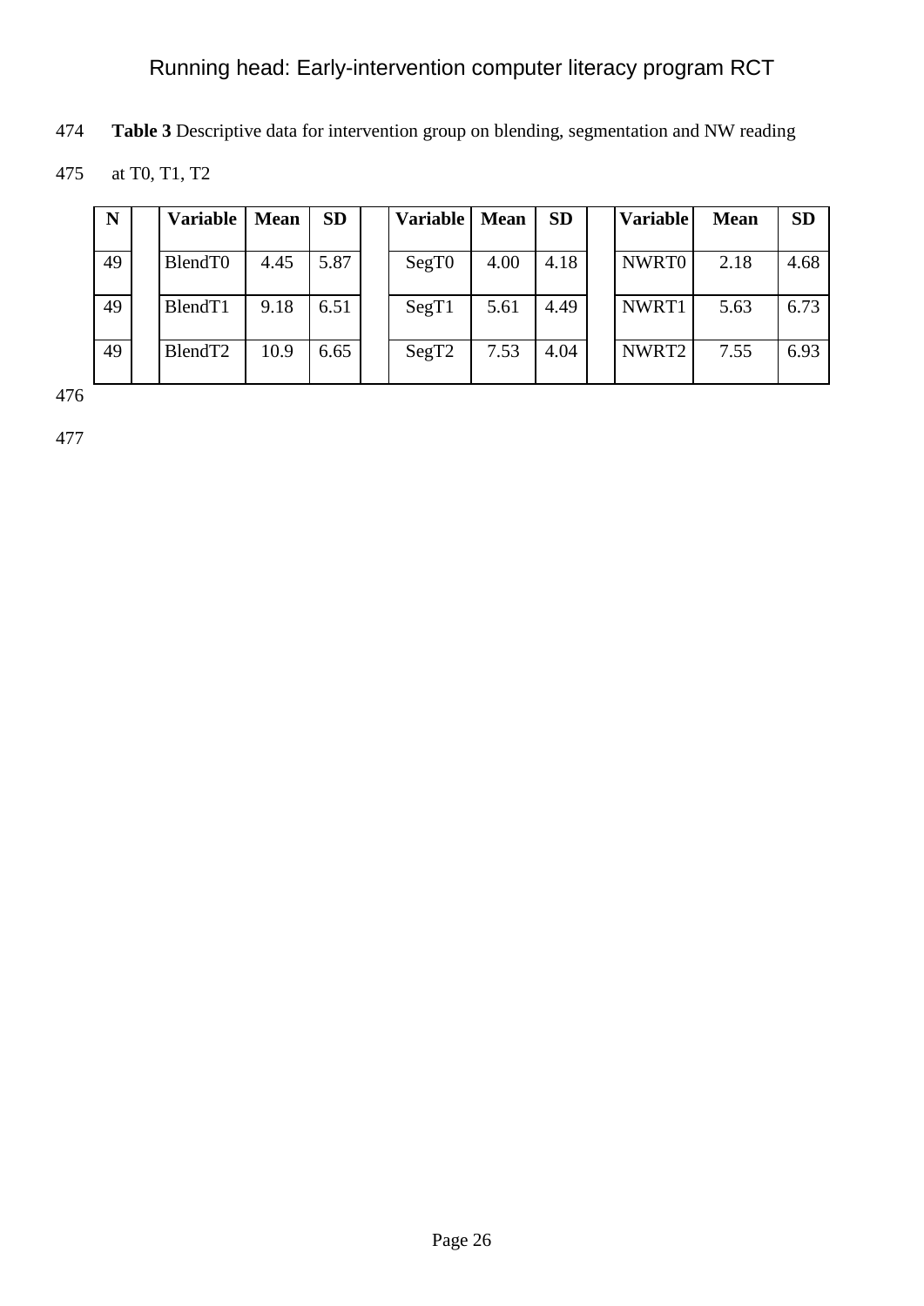**Table 3** Descriptive data for intervention group on blending, segmentation and NW reading at T0, T1, T2

| N | | Variable | Mean | SD | | Variable | Mean | SD | | Variable | Mean | SD |
|---|---|---|---|---|---|---|---|---|---|---|---|---|
| 49 | | BlendT0 | 4.45 | 5.87 | | SegT0 | 4.00 | 4.18 | | NWRT0 | 2.18 | 4.68 |
| 49 | | BlendT1 | 9.18 | 6.51 | | SegT1 | 5.61 | 4.49 | | NWRT1 | 5.63 | 6.73 |
| 49 | | BlendT2 | 10.9 | 6.65 | | SegT2 | 7.53 | 4.04 | | NWRT2 | 7.55 | 6.93 |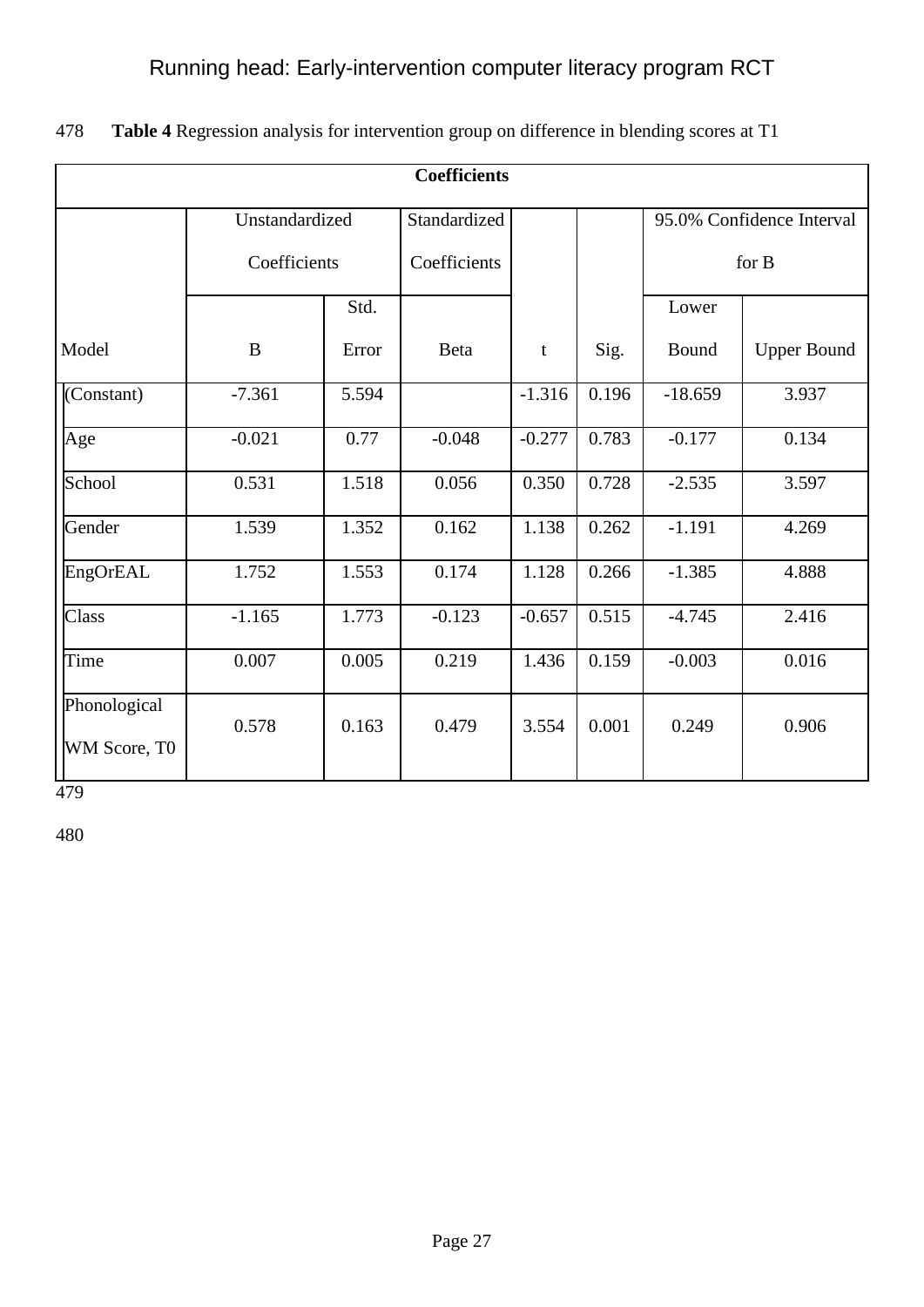**Table 4** Regression analysis for intervention group on difference in blending scores at T1

| Coefficients | | | | | | | |
|---|---|---|---|---|---|---|---|
| | Unstandardized Coefficients | | Standardized Coefficients | | | 95.0% Confidence Interval for B | |
| Model | B | Std. Error | Beta | t | Sig. | Lower Bound | Upper Bound |
| (Constant) | -7.361 | 5.594 | | -1.316 | 0.196 | -18.659 | 3.937 |
| Age | -0.021 | 0.77 | -0.048 | -0.277 | 0.783 | -0.177 | 0.134 |
| School | 0.531 | 1.518 | 0.056 | 0.350 | 0.728 | -2.535 | 3.597 |
| Gender | 1.539 | 1.352 | 0.162 | 1.138 | 0.262 | -1.191 | 4.269 |
| EngOrEAL | 1.752 | 1.553 | 0.174 | 1.128 | 0.266 | -1.385 | 4.888 |
| Class | -1.165 | 1.773 | -0.123 | -0.657 | 0.515 | -4.745 | 2.416 |
| Time | 0.007 | 0.005 | 0.219 | 1.436 | 0.159 | -0.003 | 0.016 |
| Phonological WM Score, T0 | 0.578 | 0.163 | 0.479 | 3.554 | 0.001 | 0.249 | 0.906 |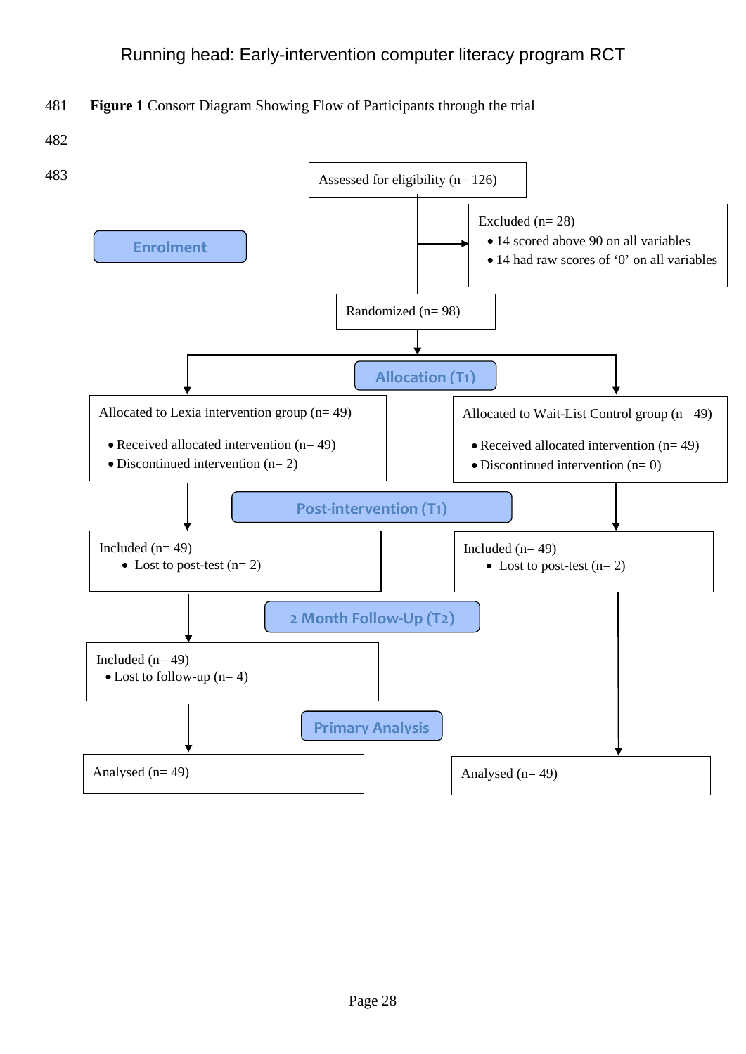**Figure 1** Consort Diagram Showing Flow of Participants through the trial

Enrolment

Assessed for eligibility (n= 126)

Excluded (n= 28)
- 14 scored above 90 on all variables
- 14 had raw scores of '0' on all variables

Randomized (n= 98)

Allocation (T1)

Allocated to Lexia intervention group (n= 49)
- Received allocated intervention (n= 49)
- Discontinued intervention (n= 2)

Allocated to Wait-List Control group (n= 49)
- Received allocated intervention (n= 49)
- Discontinued intervention (n= 0)

Post-intervention (T1)

Included (n= 49)
- Lost to post-test (n= 2)

Included (n= 49)
- Lost to post-test (n= 2)

2 Month Follow-Up (T2)

Included (n= 49)
- Lost to follow-up (n= 4)

Primary Analysis

Analysed (n= 49)

Analysed (n= 49)